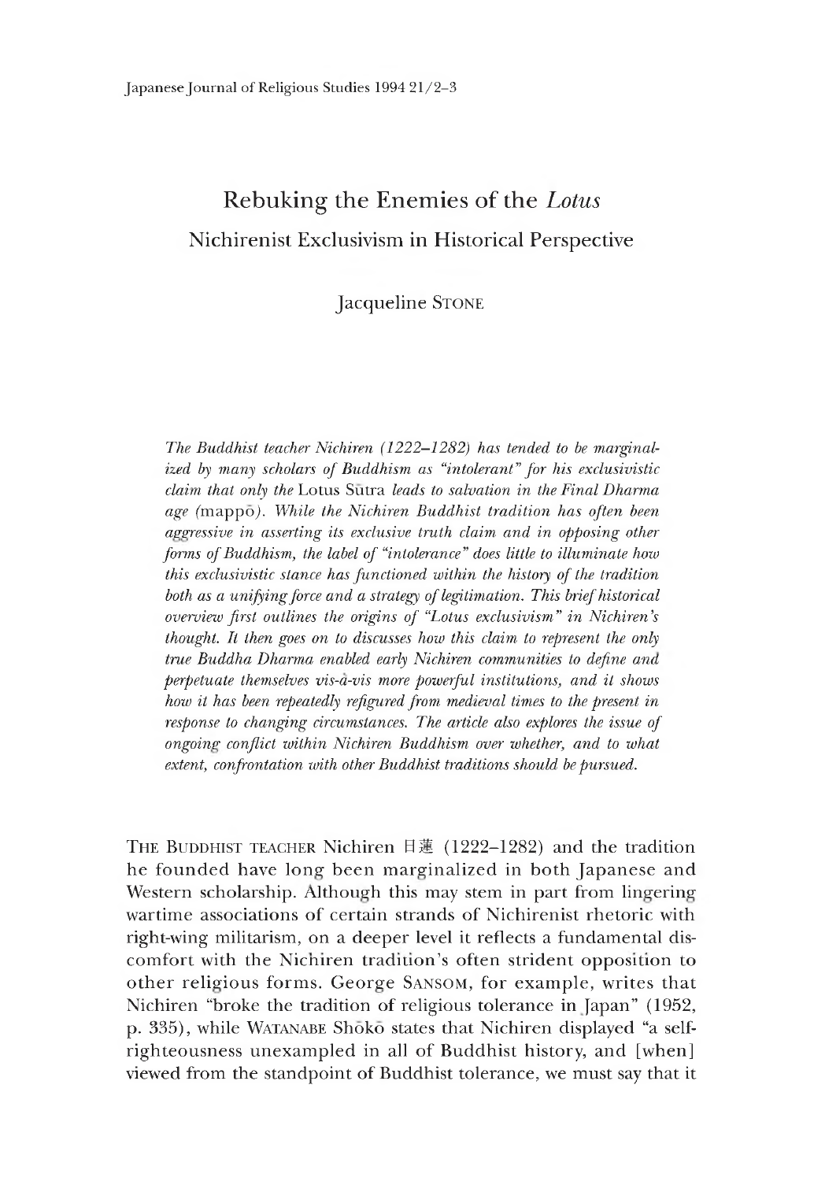# Rebuking the Enemies of the *Lotus*

## Nichirenist Exclusivism in Historical Perspective

Jacqueline STONE

*The Buddhist teacher Nichiren (1222–1282) has tended to be marginalized by many scholars of Buddhism as "intolerant" for his exclusivistic claim that only the* Lotus Sūtra *leads to salvation in the Final Dharma age* (mappō)*. While the Nichiren Buddhist tradition has often been aggressive in asserting its exclusive truth claim and in opposing other forms of Buddhism, the label of "intolerance" does little to illuminate how this exclusivistic stance has functioned within the history of the tradition both as a unifying force and a strategy of legitimation. This brief historical overview first outlines the origins of "Lotus exclusivism" in Nichiren's thought. It then goes on to discusses how this claim to represent the only true Buddha Dharma enabled early Nichiren communities to define and perpetuate themselves vis-à-vis more powerful institutions, and it shows how it has been repeatedly refigured from medieval times to the present in response to changing circumstances. The article also explores the issue of ongoing conflict within Nichiren Buddhism over whether, and to what extent, confrontation with other Buddhist traditions should be pursued.*

THE BUDDHIST TEACHER Nichiren 日蓮 (1222–1282) and the tradition he founded have long been marginalized in both Japanese and Western scholarship. Although this may stem in part from lingering wartime associations of certain strands of Nichirenist rhetoric with right-wing militarism, on a deeper level it reflects a fundamental discomfort with the Nichiren tradition's often strident opposition to other religious forms. George SANSOM, for example, writes that Nichiren "broke the tradition of religious tolerance in Japan" (1952, p. 335), while WATANABE Shōkō states that Nichiren displayed "a self-righteousness unexampled in all of Buddhist history, and [when] viewed from the standpoint of Buddhist tolerance, we must say that it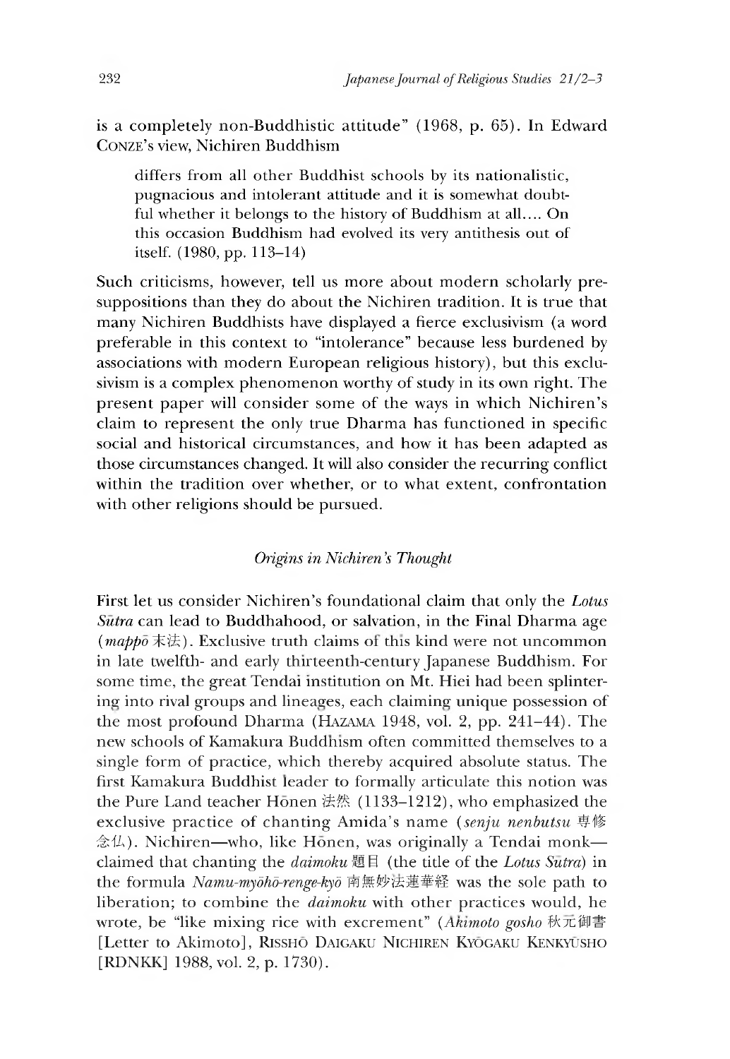is a completely non-Buddhistic attitude" (1968, p. 65). In Edward CONZE's view, Nichiren Buddhism

> differs from all other Buddhist schools by its nationalistic, pugnacious and intolerant attitude and it is somewhat doubtful whether it belongs to the history of Buddhism at all.... On this occasion Buddhism had evolved its very antithesis out of itself. (1980, pp. 113–14)

Such criticisms, however, tell us more about modern scholarly presuppositions than they do about the Nichiren tradition. It is true that many Nichiren Buddhists have displayed a fierce exclusivism (a word preferable in this context to "intolerance" because less burdened by associations with modern European religious history), but this exclusivism is a complex phenomenon worthy of study in its own right. The present paper will consider some of the ways in which Nichiren's claim to represent the only true Dharma has functioned in specific social and historical circumstances, and how it has been adapted as those circumstances changed. It will also consider the recurring conflict within the tradition over whether, or to what extent, confrontation with other religions should be pursued.

## *Origins in Nichiren's Thought*

First let us consider Nichiren's foundational claim that only the *Lotus Sūtra* can lead to Buddhahood, or salvation, in the Final Dharma age (*mappō* 末法). Exclusive truth claims of this kind were not uncommon in late twelfth- and early thirteenth-century Japanese Buddhism. For some time, the great Tendai institution on Mt. Hiei had been splintering into rival groups and lineages, each claiming unique possession of the most profound Dharma (HAZAMA 1948, vol. 2, pp. 241–44). The new schools of Kamakura Buddhism often committed themselves to a single form of practice, which thereby acquired absolute status. The first Kamakura Buddhist leader to formally articulate this notion was the Pure Land teacher Hōnen 法然 (1133–1212), who emphasized the exclusive practice of chanting Amida's name (*senju nenbutsu* 専修念仏). Nichiren—who, like Hōnen, was originally a Tendai monk—claimed that chanting the *daimoku* 題目 (the title of the *Lotus Sūtra*) in the formula *Namu-myōhō-renge-kyō* 南無妙法蓮華経 was the sole path to liberation; to combine the *daimoku* with other practices would, he wrote, be "like mixing rice with excrement" (*Akimoto gosho* 秋元御書 [Letter to Akimoto], RISSHŌ DAIGAKU NICHIREN KYŌGAKU KENKYŪSHO [RDNKK] 1988, vol. 2, p. 1730).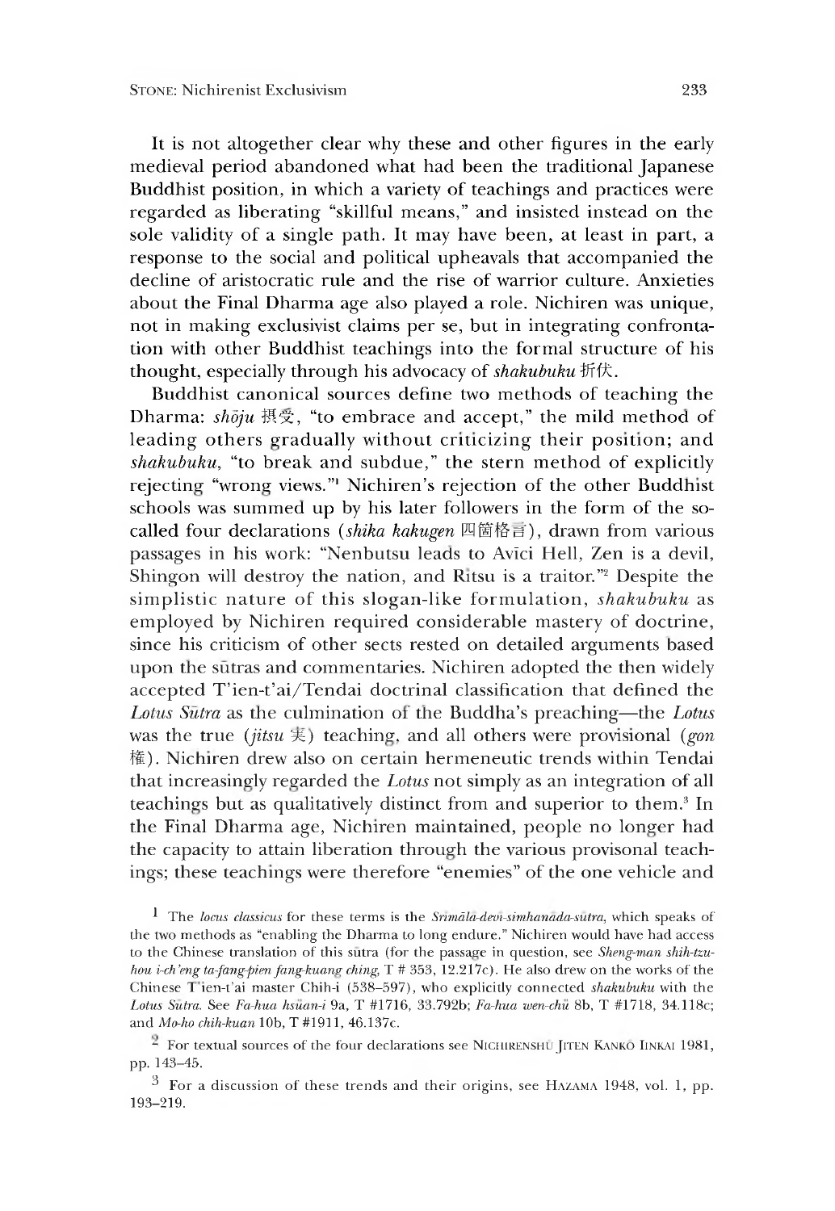It is not altogether clear why these and other figures in the early medieval period abandoned what had been the traditional Japanese Buddhist position, in which a variety of teachings and practices were regarded as liberating "skillful means," and insisted instead on the sole validity of a single path. It may have been, at least in part, a response to the social and political upheavals that accompanied the decline of aristocratic rule and the rise of warrior culture. Anxieties about the Final Dharma age also played a role. Nichiren was unique, not in making exclusivist claims per se, but in integrating confrontation with other Buddhist teachings into the formal structure of his thought, especially through his advocacy of *shakubuku* 折伏.

Buddhist canonical sources define two methods of teaching the Dharma: *shōju* 摂受, "to embrace and accept," the mild method of leading others gradually without criticizing their position; and *shakubuku*, "to break and subdue," the stern method of explicitly rejecting "wrong views."[1] Nichiren's rejection of the other Buddhist schools was summed up by his later followers in the form of the so-called four declarations (*shika kakugen* 四箇格言), drawn from various passages in his work: "Nenbutsu leads to Avīci Hell, Zen is a devil, Shingon will destroy the nation, and Ritsu is a traitor."[2] Despite the simplistic nature of this slogan-like formulation, *shakubuku* as employed by Nichiren required considerable mastery of doctrine, since his criticism of other sects rested on detailed arguments based upon the sūtras and commentaries. Nichiren adopted the then widely accepted T'ien-t'ai/Tendai doctrinal classification that defined the *Lotus Sūtra* as the culmination of the Buddha's preaching—the *Lotus* was the true (*jitsu* 実) teaching, and all others were provisional (*gon* 権). Nichiren drew also on certain hermeneutic trends within Tendai that increasingly regarded the *Lotus* not simply as an integration of all teachings but as qualitatively distinct from and superior to them.[3] In the Final Dharma age, Nichiren maintained, people no longer had the capacity to attain liberation through the various provisonal teachings; these teachings were therefore "enemies" of the one vehicle and

---

[1] The *locus classicus* for these terms is the *Śrīmālā-devī-simhanāda-sūtra*, which speaks of the two methods as "enabling the Dharma to long endure." Nichiren would have had access to the Chinese translation of this sūtra (for the passage in question, see *Sheng-man shih-tzu-hou i-ch'eng ta-fang-pien fang-kuang ching*, T # 353, 12.217c). He also drew on the works of the Chinese T'ien-t'ai master Chih-i (538–597), who explicitly connected *shakubuku* with the *Lotus Sūtra*. See *Fa-hua hsüan-i* 9a, T #1716, 33.792b; *Fa-hua wen-chü* 8b, T #1718, 34.118c; and *Mo-ho chih-kuan* 10b, T #1911, 46.137c.

[2] For textual sources of the four declarations see Nichirenshū Jiten Kankō Iinkai 1981, pp. 143–45.

[3] For a discussion of these trends and their origins, see Hazama 1948, vol. 1, pp. 193–219.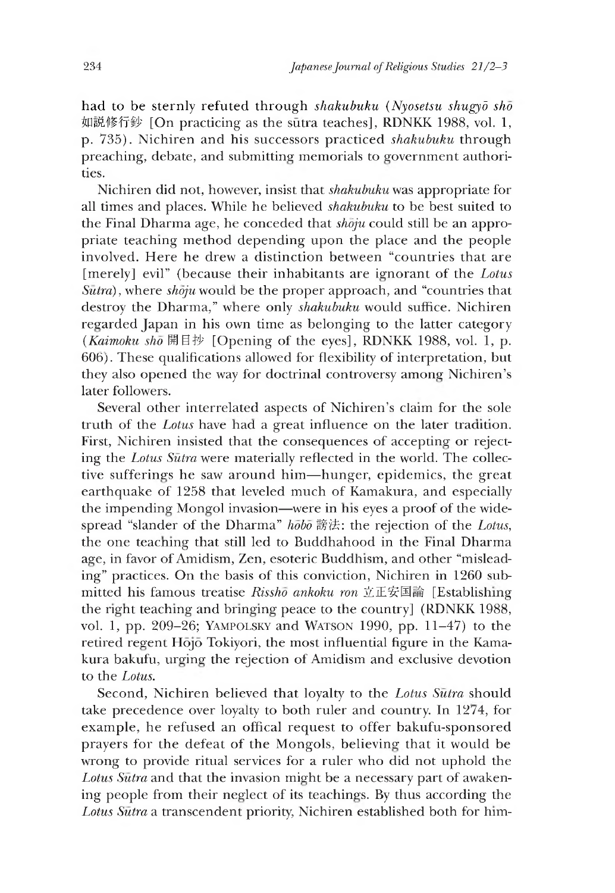had to be sternly refuted through *shakubuku* (*Nyosetsu shugyō shō* 如説修行鈔 [On practicing as the sūtra teaches], RDNKK 1988, vol. 1, p. 735). Nichiren and his successors practiced *shakubuku* through preaching, debate, and submitting memorials to government authorities.

Nichiren did not, however, insist that *shakubuku* was appropriate for all times and places. While he believed *shakubuku* to be best suited to the Final Dharma age, he conceded that *shōju* could still be an appropriate teaching method depending upon the place and the people involved. Here he drew a distinction between "countries that are [merely] evil" (because their inhabitants are ignorant of the *Lotus Sūtra*), where *shōju* would be the proper approach, and "countries that destroy the Dharma," where only *shakubuku* would suffice. Nichiren regarded Japan in his own time as belonging to the latter category (*Kaimoku shō* 開目抄 [Opening of the eyes], RDNKK 1988, vol. 1, p. 606). These qualifications allowed for flexibility of interpretation, but they also opened the way for doctrinal controversy among Nichiren's later followers.

Several other interrelated aspects of Nichiren's claim for the sole truth of the *Lotus* have had a great influence on the later tradition. First, Nichiren insisted that the consequences of accepting or rejecting the *Lotus Sūtra* were materially reflected in the world. The collective sufferings he saw around him—hunger, epidemics, the great earthquake of 1258 that leveled much of Kamakura, and especially the impending Mongol invasion—were in his eyes a proof of the widespread "slander of the Dharma" *hōbō* 謗法: the rejection of the *Lotus*, the one teaching that still led to Buddhahood in the Final Dharma age, in favor of Amidism, Zen, esoteric Buddhism, and other "misleading" practices. On the basis of this conviction, Nichiren in 1260 submitted his famous treatise *Risshō ankoku ron* 立正安国論 [Establishing the right teaching and bringing peace to the country] (RDNKK 1988, vol. 1, pp. 209–26; YAMPOLSKY and WATSON 1990, pp. 11–47) to the retired regent Hōjō Tokiyori, the most influential figure in the Kamakura bakufu, urging the rejection of Amidism and exclusive devotion to the *Lotus*.

Second, Nichiren believed that loyalty to the *Lotus Sūtra* should take precedence over loyalty to both ruler and country. In 1274, for example, he refused an offical request to offer bakufu-sponsored prayers for the defeat of the Mongols, believing that it would be wrong to provide ritual services for a ruler who did not uphold the *Lotus Sūtra* and that the invasion might be a necessary part of awakening people from their neglect of its teachings. By thus according the *Lotus Sūtra* a transcendent priority, Nichiren established both for him-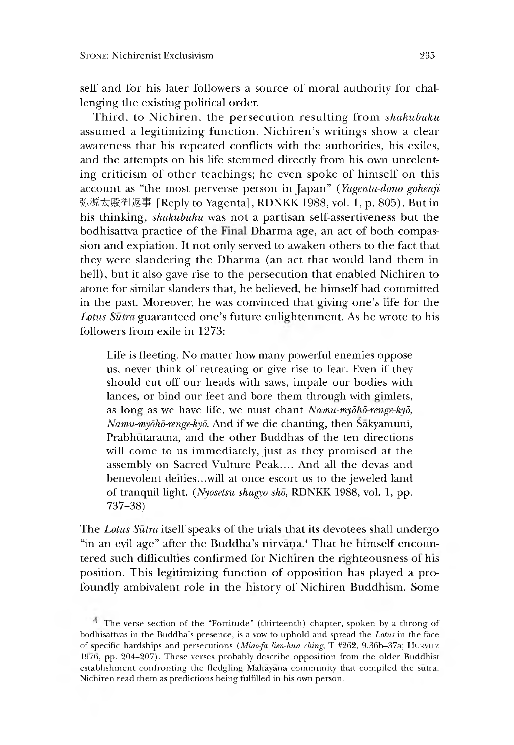self and for his later followers a source of moral authority for challenging the existing political order.

Third, to Nichiren, the persecution resulting from *shakubuku* assumed a legitimizing function. Nichiren's writings show a clear awareness that his repeated conflicts with the authorities, his exiles, and the attempts on his life stemmed directly from his own unrelenting criticism of other teachings; he even spoke of himself on this account as "the most perverse person in Japan" (*Yagenta-dono gohenji* 弥源太殿御返事 [Reply to Yagenta], RDNKK 1988, vol. 1, p. 805). But in his thinking, *shakubuku* was not a partisan self-assertiveness but the bodhisattva practice of the Final Dharma age, an act of both compassion and expiation. It not only served to awaken others to the fact that they were slandering the Dharma (an act that would land them in hell), but it also gave rise to the persecution that enabled Nichiren to atone for similar slanders that, he believed, he himself had committed in the past. Moreover, he was convinced that giving one's life for the *Lotus Sūtra* guaranteed one's future enlightenment. As he wrote to his followers from exile in 1273:

> Life is fleeting. No matter how many powerful enemies oppose us, never think of retreating or give rise to fear. Even if they should cut off our heads with saws, impale our bodies with lances, or bind our feet and bore them through with gimlets, as long as we have life, we must chant *Namu-myōhō-renge-kyō, Namu-myōhō-renge-kyō*. And if we die chanting, then Śākyamuni, Prabhūtaratna, and the other Buddhas of the ten directions will come to us immediately, just as they promised at the assembly on Sacred Vulture Peak.... And all the devas and benevolent deities...will at once escort us to the jeweled land of tranquil light. (*Nyosetsu shugyō shō*, RDNKK 1988, vol. 1, pp. 737–38)

The *Lotus Sūtra* itself speaks of the trials that its devotees shall undergo "in an evil age" after the Buddha's nirvāṇa.[4] That he himself encountered such difficulties confirmed for Nichiren the righteousness of his position. This legitimizing function of opposition has played a profoundly ambivalent role in the history of Nichiren Buddhism. Some

[4] The verse section of the "Fortitude" (thirteenth) chapter, spoken by a throng of bodhisattvas in the Buddha's presence, is a vow to uphold and spread the *Lotus* in the face of specific hardships and persecutions (*Miao-fa lien-hua ching*, T #262, 9.36b–37a; HURVITZ 1976, pp. 204–207). These verses probably describe opposition from the older Buddhist establishment confronting the fledgling Mahāyāna community that compiled the sūtra. Nichiren read them as predictions being fulfilled in his own person.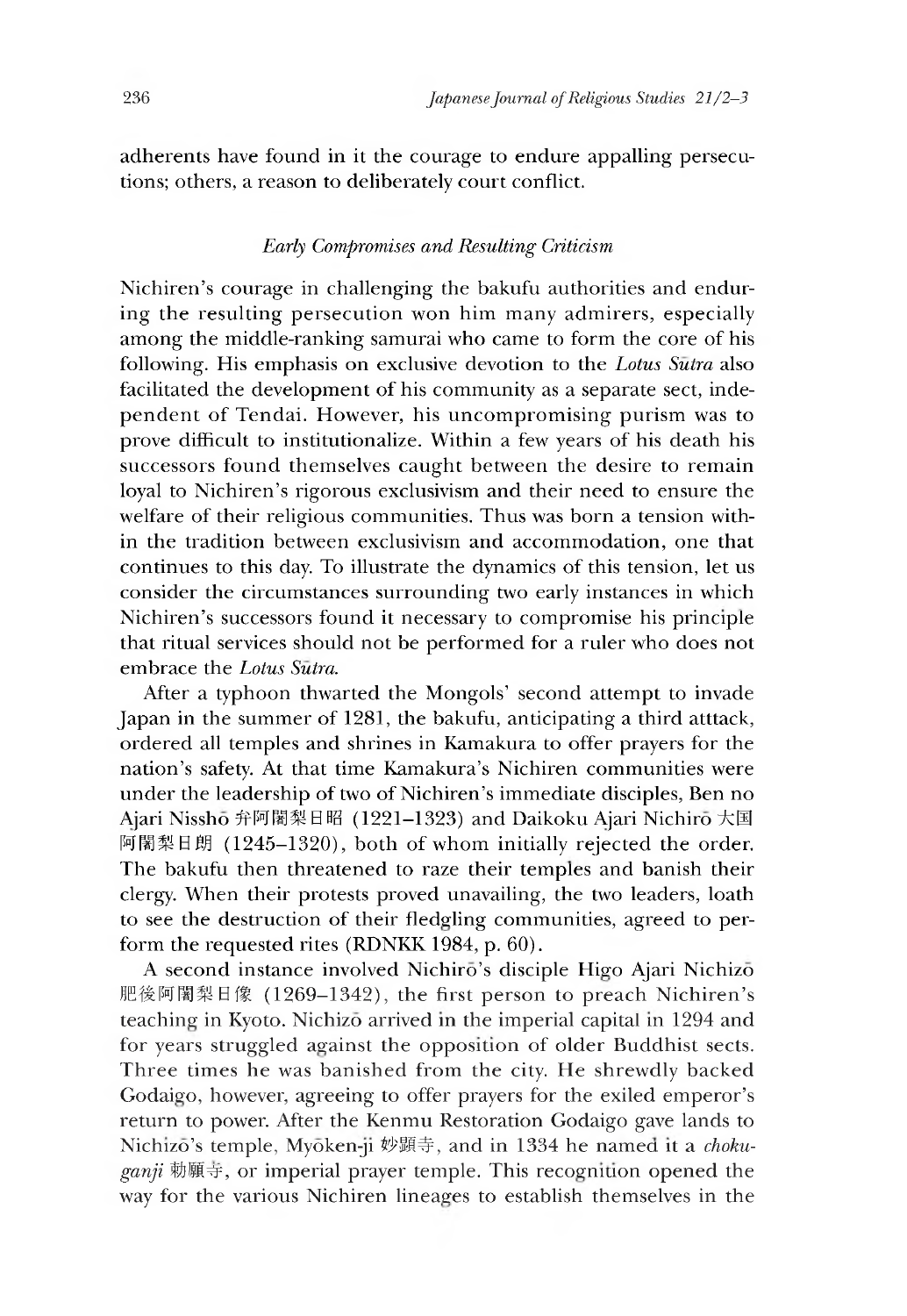adherents have found in it the courage to endure appalling persecutions; others, a reason to deliberately court conflict.

### *Early Compromises and Resulting Criticism*

Nichiren's courage in challenging the bakufu authorities and enduring the resulting persecution won him many admirers, especially among the middle-ranking samurai who came to form the core of his following. His emphasis on exclusive devotion to the *Lotus Sūtra* also facilitated the development of his community as a separate sect, independent of Tendai. However, his uncompromising purism was to prove difficult to institutionalize. Within a few years of his death his successors found themselves caught between the desire to remain loyal to Nichiren's rigorous exclusivism and their need to ensure the welfare of their religious communities. Thus was born a tension within the tradition between exclusivism and accommodation, one that continues to this day. To illustrate the dynamics of this tension, let us consider the circumstances surrounding two early instances in which Nichiren's successors found it necessary to compromise his principle that ritual services should not be performed for a ruler who does not embrace the *Lotus Sūtra*.

After a typhoon thwarted the Mongols' second attempt to invade Japan in the summer of 1281, the bakufu, anticipating a third atttack, ordered all temples and shrines in Kamakura to offer prayers for the nation's safety. At that time Kamakura's Nichiren communities were under the leadership of two of Nichiren's immediate disciples, Ben no Ajari Nisshō 弁阿闍梨日昭 (1221–1323) and Daikoku Ajari Nichirō 大国阿闍梨日朗 (1245–1320), both of whom initially rejected the order. The bakufu then threatened to raze their temples and banish their clergy. When their protests proved unavailing, the two leaders, loath to see the destruction of their fledgling communities, agreed to perform the requested rites (RDNKK 1984, p. 60).

A second instance involved Nichirō's disciple Higo Ajari Nichizō 肥後阿闍梨日像 (1269–1342), the first person to preach Nichiren's teaching in Kyoto. Nichizō arrived in the imperial capital in 1294 and for years struggled against the opposition of older Buddhist sects. Three times he was banished from the city. He shrewdly backed Godaigo, however, agreeing to offer prayers for the exiled emperor's return to power. After the Kenmu Restoration Godaigo gave lands to Nichizō's temple, Myōken-ji 妙顕寺, and in 1334 he named it a *chokuganji* 勅願寺, or imperial prayer temple. This recognition opened the way for the various Nichiren lineages to establish themselves in the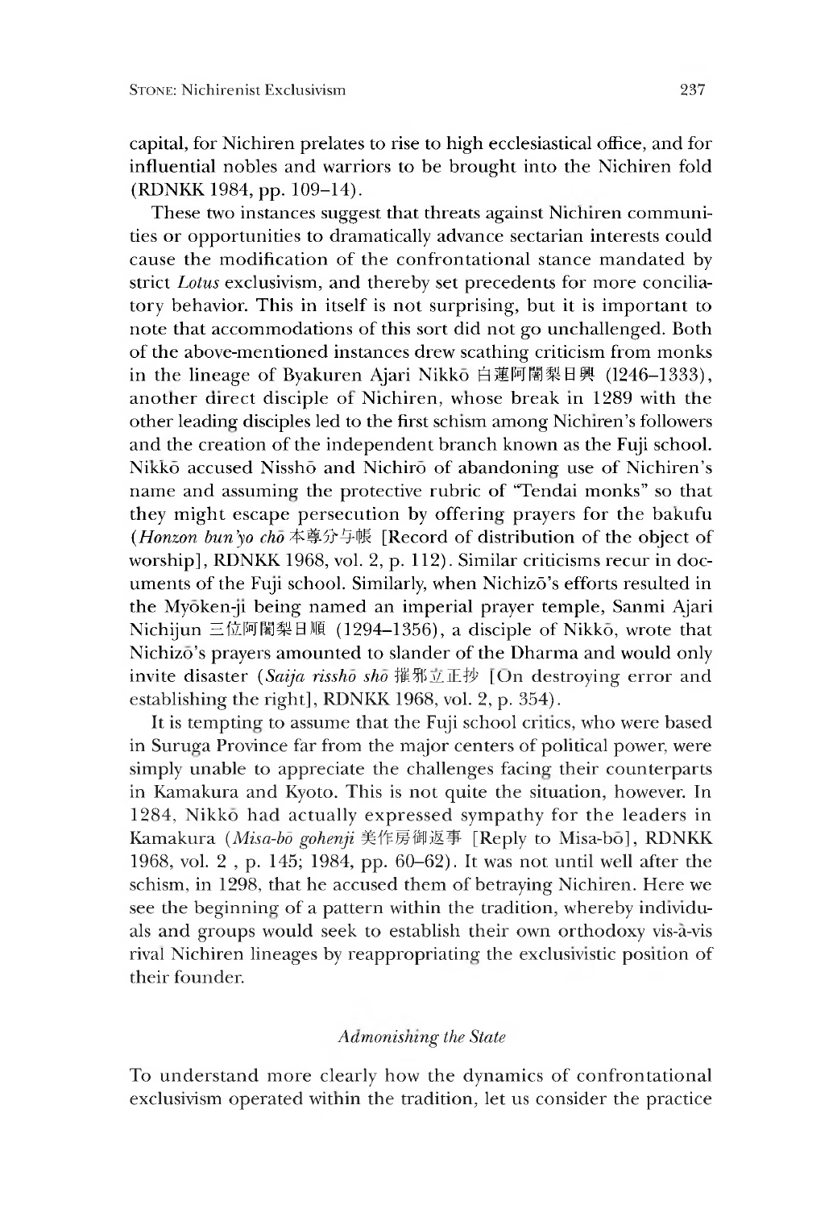capital, for Nichiren prelates to rise to high ecclesiastical office, and for influential nobles and warriors to be brought into the Nichiren fold (RDNKK 1984, pp. 109–14).

These two instances suggest that threats against Nichiren communities or opportunities to dramatically advance sectarian interests could cause the modification of the confrontational stance mandated by strict *Lotus* exclusivism, and thereby set precedents for more conciliatory behavior. This in itself is not surprising, but it is important to note that accommodations of this sort did not go unchallenged. Both of the above-mentioned instances drew scathing criticism from monks in the lineage of Byakuren Ajari Nikkō 白蓮阿闍梨日興 (1246–1333), another direct disciple of Nichiren, whose break in 1289 with the other leading disciples led to the first schism among Nichiren's followers and the creation of the independent branch known as the Fuji school. Nikkō accused Nisshō and Nichirō of abandoning use of Nichiren's name and assuming the protective rubric of "Tendai monks" so that they might escape persecution by offering prayers for the bakufu (*Honzon bun'yo chō* 本尊分与帳 [Record of distribution of the object of worship], RDNKK 1968, vol. 2, p. 112). Similar criticisms recur in documents of the Fuji school. Similarly, when Nichizō's efforts resulted in the Myōken-ji being named an imperial prayer temple, Sanmi Ajari Nichijun 三位阿闍梨日順 (1294–1356), a disciple of Nikkō, wrote that Nichizō's prayers amounted to slander of the Dharma and would only invite disaster (*Saija risshō shō* 摧邪立正抄 [On destroying error and establishing the right], RDNKK 1968, vol. 2, p. 354).

It is tempting to assume that the Fuji school critics, who were based in Suruga Province far from the major centers of political power, were simply unable to appreciate the challenges facing their counterparts in Kamakura and Kyoto. This is not quite the situation, however. In 1284, Nikkō had actually expressed sympathy for the leaders in Kamakura (*Misa-bō gohenji* 美作房御返事 [Reply to Misa-bō], RDNKK 1968, vol. 2 , p. 145; 1984, pp. 60–62). It was not until well after the schism, in 1298, that he accused them of betraying Nichiren. Here we see the beginning of a pattern within the tradition, whereby individuals and groups would seek to establish their own orthodoxy vis-à-vis rival Nichiren lineages by reappropriating the exclusivistic position of their founder.

### *Admonishing the State*

To understand more clearly how the dynamics of confrontational exclusivism operated within the tradition, let us consider the practice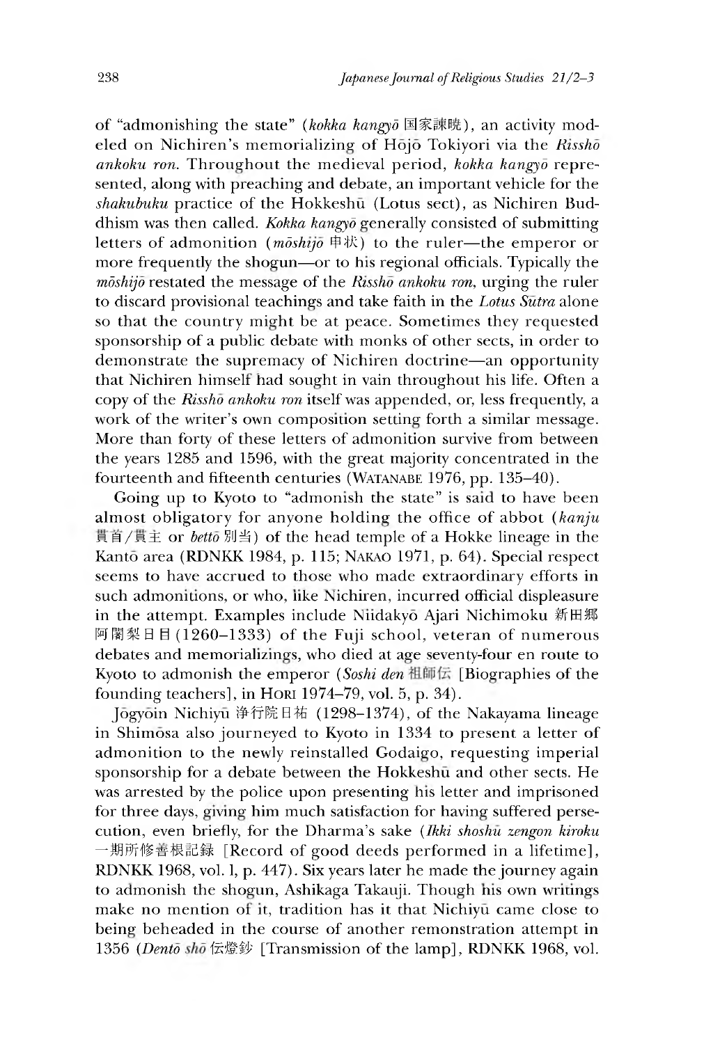of "admonishing the state" (*kokka kangyō* 国家諫暁), an activity modeled on Nichiren's memorializing of Hōjō Tokiyori via the *Risshō ankoku ron*. Throughout the medieval period, *kokka kangyō* represented, along with preaching and debate, an important vehicle for the *shakubuku* practice of the Hokkeshū (Lotus sect), as Nichiren Buddhism was then called. *Kokka kangyō* generally consisted of submitting letters of admonition (*mōshijō* 申状) to the ruler—the emperor or more frequently the shogun—or to his regional officials. Typically the *mōshijō* restated the message of the *Risshō ankoku ron*, urging the ruler to discard provisional teachings and take faith in the *Lotus Sūtra* alone so that the country might be at peace. Sometimes they requested sponsorship of a public debate with monks of other sects, in order to demonstrate the supremacy of Nichiren doctrine—an opportunity that Nichiren himself had sought in vain throughout his life. Often a copy of the *Risshō ankoku ron* itself was appended, or, less frequently, a work of the writer's own composition setting forth a similar message. More than forty of these letters of admonition survive from between the years 1285 and 1596, with the great majority concentrated in the fourteenth and fifteenth centuries (WATANABE 1976, pp. 135–40).

Going up to Kyoto to "admonish the state" is said to have been almost obligatory for anyone holding the office of abbot (*kanju* 貫首/貫主 or *bettō* 別当) of the head temple of a Hokke lineage in the Kantō area (RDNKK 1984, p. 115; NAKAO 1971, p. 64). Special respect seems to have accrued to those who made extraordinary efforts in such admonitions, or who, like Nichiren, incurred official displeasure in the attempt. Examples include Niidakyō Ajari Nichimoku 新田郷阿闍梨日目 (1260–1333) of the Fuji school, veteran of numerous debates and memorializings, who died at age seventy-four en route to Kyoto to admonish the emperor (*Soshi den* 祖師伝 [Biographies of the founding teachers], in HORI 1974–79, vol. 5, p. 34).

Jōgyōin Nichiyū 浄行院日祐 (1298–1374), of the Nakayama lineage in Shimōsa also journeyed to Kyoto in 1334 to present a letter of admonition to the newly reinstalled Godaigo, requesting imperial sponsorship for a debate between the Hokkeshū and other sects. He was arrested by the police upon presenting his letter and imprisoned for three days, giving him much satisfaction for having suffered persecution, even briefly, for the Dharma's sake (*Ikki shoshū zengon kiroku* 一期所修善根記録 [Record of good deeds performed in a lifetime], RDNKK 1968, vol. 1, p. 447). Six years later he made the journey again to admonish the shogun, Ashikaga Takauji. Though his own writings make no mention of it, tradition has it that Nichiyū came close to being beheaded in the course of another remonstration attempt in 1356 (*Dentō shō* 伝燈鈔 [Transmission of the lamp], RDNKK 1968, vol.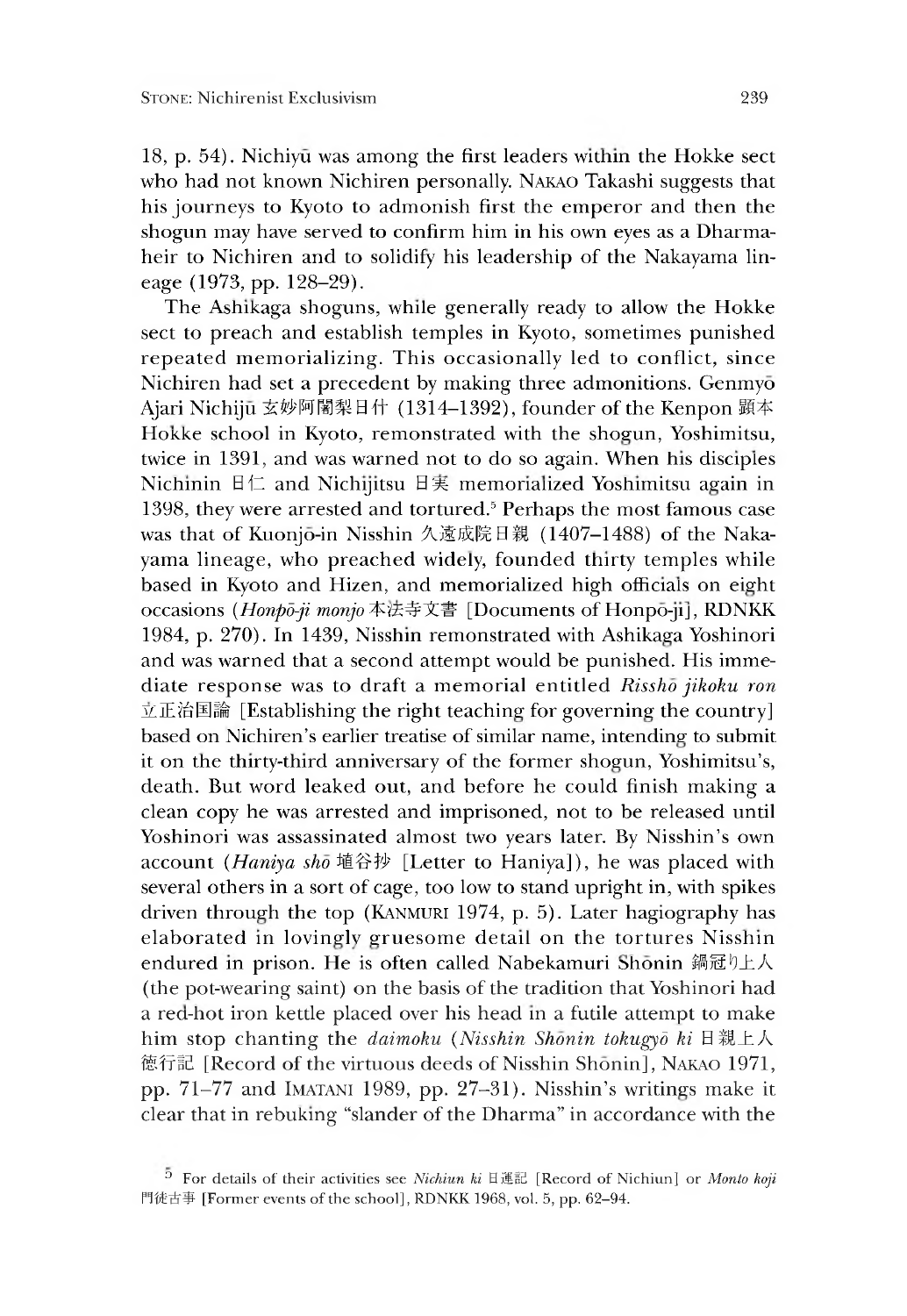18, p. 54). Nichiyū was among the first leaders within the Hokke sect who had not known Nichiren personally. NAKAO Takashi suggests that his journeys to Kyoto to admonish first the emperor and then the shogun may have served to confirm him in his own eyes as a Dharma-heir to Nichiren and to solidify his leadership of the Nakayama lineage (1973, pp. 128–29).

The Ashikaga shoguns, while generally ready to allow the Hokke sect to preach and establish temples in Kyoto, sometimes punished repeated memorializing. This occasionally led to conflict, since Nichiren had set a precedent by making three admonitions. Genmyō Ajari Nichijū 玄妙阿闍梨日什 (1314–1392), founder of the Kenpon 顕本 Hokke school in Kyoto, remonstrated with the shogun, Yoshimitsu, twice in 1391, and was warned not to do so again. When his disciples Nichinin 日仁 and Nichijitsu 日実 memorialized Yoshimitsu again in 1398, they were arrested and tortured.[5] Perhaps the most famous case was that of Kuonjō-in Nisshin 久遠成院日親 (1407–1488) of the Nakayama lineage, who preached widely, founded thirty temples while based in Kyoto and Hizen, and memorialized high officials on eight occasions (*Honpō-ji monjo* 本法寺文書 [Documents of Honpō-ji], RDNKK 1984, p. 270). In 1439, Nisshin remonstrated with Ashikaga Yoshinori and was warned that a second attempt would be punished. His immediate response was to draft a memorial entitled *Risshō jikoku ron* 立正治国論 [Establishing the right teaching for governing the country] based on Nichiren's earlier treatise of similar name, intending to submit it on the thirty-third anniversary of the former shogun, Yoshimitsu's, death. But word leaked out, and before he could finish making a clean copy he was arrested and imprisoned, not to be released until Yoshinori was assassinated almost two years later. By Nisshin's own account (*Haniya shō* 埴谷抄 [Letter to Haniya]), he was placed with several others in a sort of cage, too low to stand upright in, with spikes driven through the top (KANMURI 1974, p. 5). Later hagiography has elaborated in lovingly gruesome detail on the tortures Nisshin endured in prison. He is often called Nabekamuri Shōnin 鍋冠り上人 (the pot-wearing saint) on the basis of the tradition that Yoshinori had a red-hot iron kettle placed over his head in a futile attempt to make him stop chanting the *daimoku* (*Nisshin Shōnin tokugyō ki* 日親上人徳行記 [Record of the virtuous deeds of Nisshin Shōnin], NAKAO 1971, pp. 71–77 and IMATANI 1989, pp. 27–31). Nisshin's writings make it clear that in rebuking "slander of the Dharma" in accordance with the

[5] For details of their activities see *Nichiun ki* 日運記 [Record of Nichiun] or *Monto koji* 門徒古事 [Former events of the school], RDNKK 1968, vol. 5, pp. 62–94.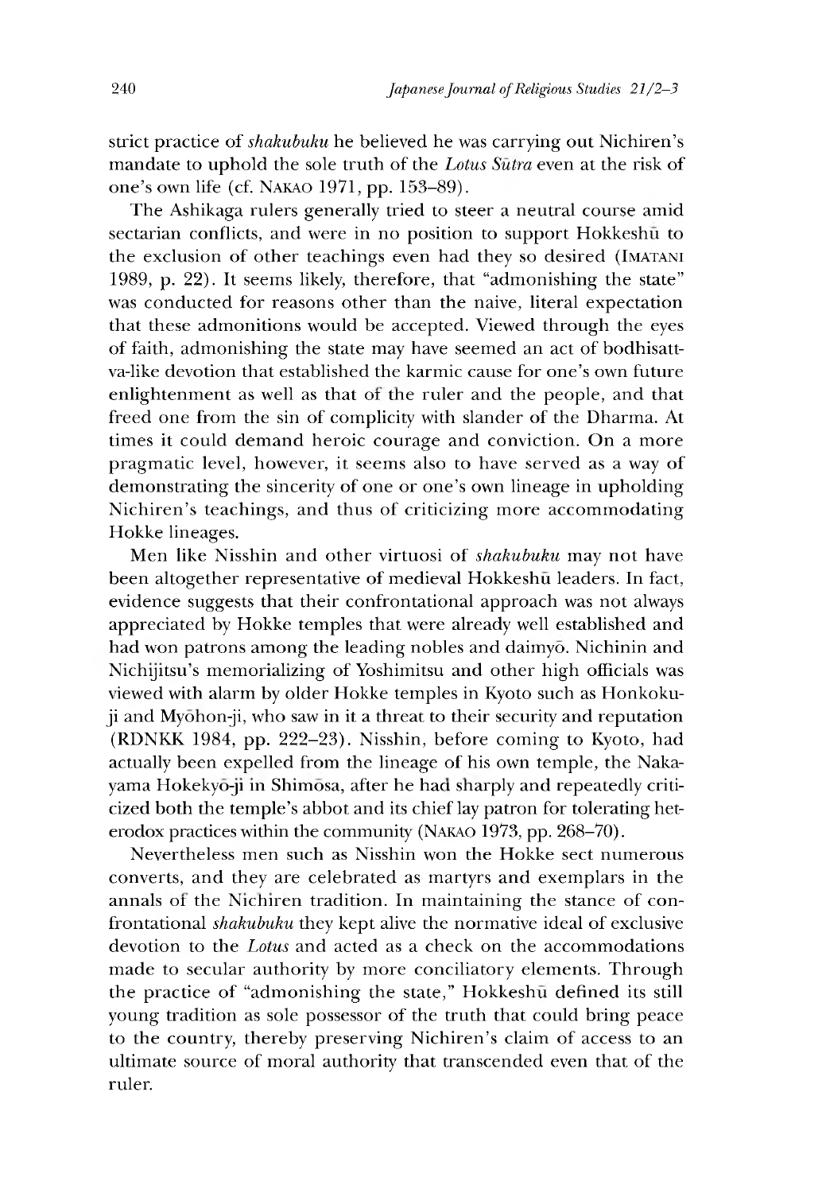strict practice of *shakubuku* he believed he was carrying out Nichiren's mandate to uphold the sole truth of the *Lotus Sūtra* even at the risk of one's own life (cf. NAKAO 1971, pp. 153–89).

The Ashikaga rulers generally tried to steer a neutral course amid sectarian conflicts, and were in no position to support Hokkeshū to the exclusion of other teachings even had they so desired (IMATANI 1989, p. 22). It seems likely, therefore, that "admonishing the state" was conducted for reasons other than the naive, literal expectation that these admonitions would be accepted. Viewed through the eyes of faith, admonishing the state may have seemed an act of bodhisattva-like devotion that established the karmic cause for one's own future enlightenment as well as that of the ruler and the people, and that freed one from the sin of complicity with slander of the Dharma. At times it could demand heroic courage and conviction. On a more pragmatic level, however, it seems also to have served as a way of demonstrating the sincerity of one or one's own lineage in upholding Nichiren's teachings, and thus of criticizing more accommodating Hokke lineages.

Men like Nisshin and other virtuosi of *shakubuku* may not have been altogether representative of medieval Hokkeshū leaders. In fact, evidence suggests that their confrontational approach was not always appreciated by Hokke temples that were already well established and had won patrons among the leading nobles and daimyō. Nichinin and Nichijitsu's memorializing of Yoshimitsu and other high officials was viewed with alarm by older Hokke temples in Kyoto such as Honkoku-ji and Myōhon-ji, who saw in it a threat to their security and reputation (RDNKK 1984, pp. 222–23). Nisshin, before coming to Kyoto, had actually been expelled from the lineage of his own temple, the Nakayama Hokekyō-ji in Shimōsa, after he had sharply and repeatedly criticized both the temple's abbot and its chief lay patron for tolerating heterodox practices within the community (NAKAO 1973, pp. 268–70).

Nevertheless men such as Nisshin won the Hokke sect numerous converts, and they are celebrated as martyrs and exemplars in the annals of the Nichiren tradition. In maintaining the stance of confrontational *shakubuku* they kept alive the normative ideal of exclusive devotion to the *Lotus* and acted as a check on the accommodations made to secular authority by more conciliatory elements. Through the practice of "admonishing the state," Hokkeshū defined its still young tradition as sole possessor of the truth that could bring peace to the country, thereby preserving Nichiren's claim of access to an ultimate source of moral authority that transcended even that of the ruler.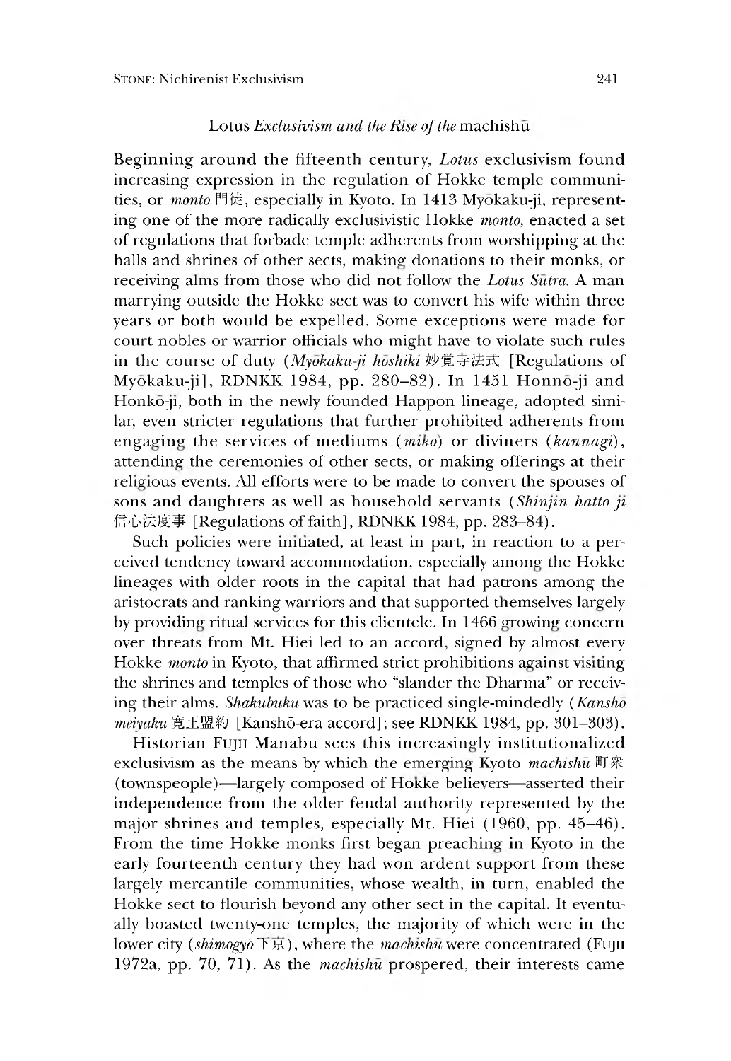### *Lotus Exclusivism and the Rise of the machishū*

Beginning around the fifteenth century, *Lotus* exclusivism found increasing expression in the regulation of Hokke temple communities, or *monto* 門徒, especially in Kyoto. In 1413 Myōkaku-ji, representing one of the more radically exclusivistic Hokke *monto*, enacted a set of regulations that forbade temple adherents from worshipping at the halls and shrines of other sects, making donations to their monks, or receiving alms from those who did not follow the *Lotus Sūtra*. A man marrying outside the Hokke sect was to convert his wife within three years or both would be expelled. Some exceptions were made for court nobles or warrior officials who might have to violate such rules in the course of duty (*Myōkaku-ji hōshiki* 妙覚寺法式 [Regulations of Myōkaku-ji], RDNKK 1984, pp. 280–82). In 1451 Honnō-ji and Honkō-ji, both in the newly founded Happon lineage, adopted similar, even stricter regulations that further prohibited adherents from engaging the services of mediums (*miko*) or diviners (*kannagi*), attending the ceremonies of other sects, or making offerings at their religious events. All efforts were to be made to convert the spouses of sons and daughters as well as household servants (*Shinjin hatto ji* 信心法度事 [Regulations of faith], RDNKK 1984, pp. 283–84).

Such policies were initiated, at least in part, in reaction to a perceived tendency toward accommodation, especially among the Hokke lineages with older roots in the capital that had patrons among the aristocrats and ranking warriors and that supported themselves largely by providing ritual services for this clientele. In 1466 growing concern over threats from Mt. Hiei led to an accord, signed by almost every Hokke *monto* in Kyoto, that affirmed strict prohibitions against visiting the shrines and temples of those who "slander the Dharma" or receiving their alms. *Shakubuku* was to be practiced single-mindedly (*Kanshō meiyaku* 寛正盟約 [Kanshō-era accord]; see RDNKK 1984, pp. 301–303).

Historian FUJII Manabu sees this increasingly institutionalized exclusivism as the means by which the emerging Kyoto *machishū* 町衆 (townspeople)—largely composed of Hokke believers—asserted their independence from the older feudal authority represented by the major shrines and temples, especially Mt. Hiei (1960, pp. 45–46). From the time Hokke monks first began preaching in Kyoto in the early fourteenth century they had won ardent support from these largely mercantile communities, whose wealth, in turn, enabled the Hokke sect to flourish beyond any other sect in the capital. It eventually boasted twenty-one temples, the majority of which were in the lower city (*shimogyō* 下京), where the *machishū* were concentrated (FUJII 1972a, pp. 70, 71). As the *machishū* prospered, their interests came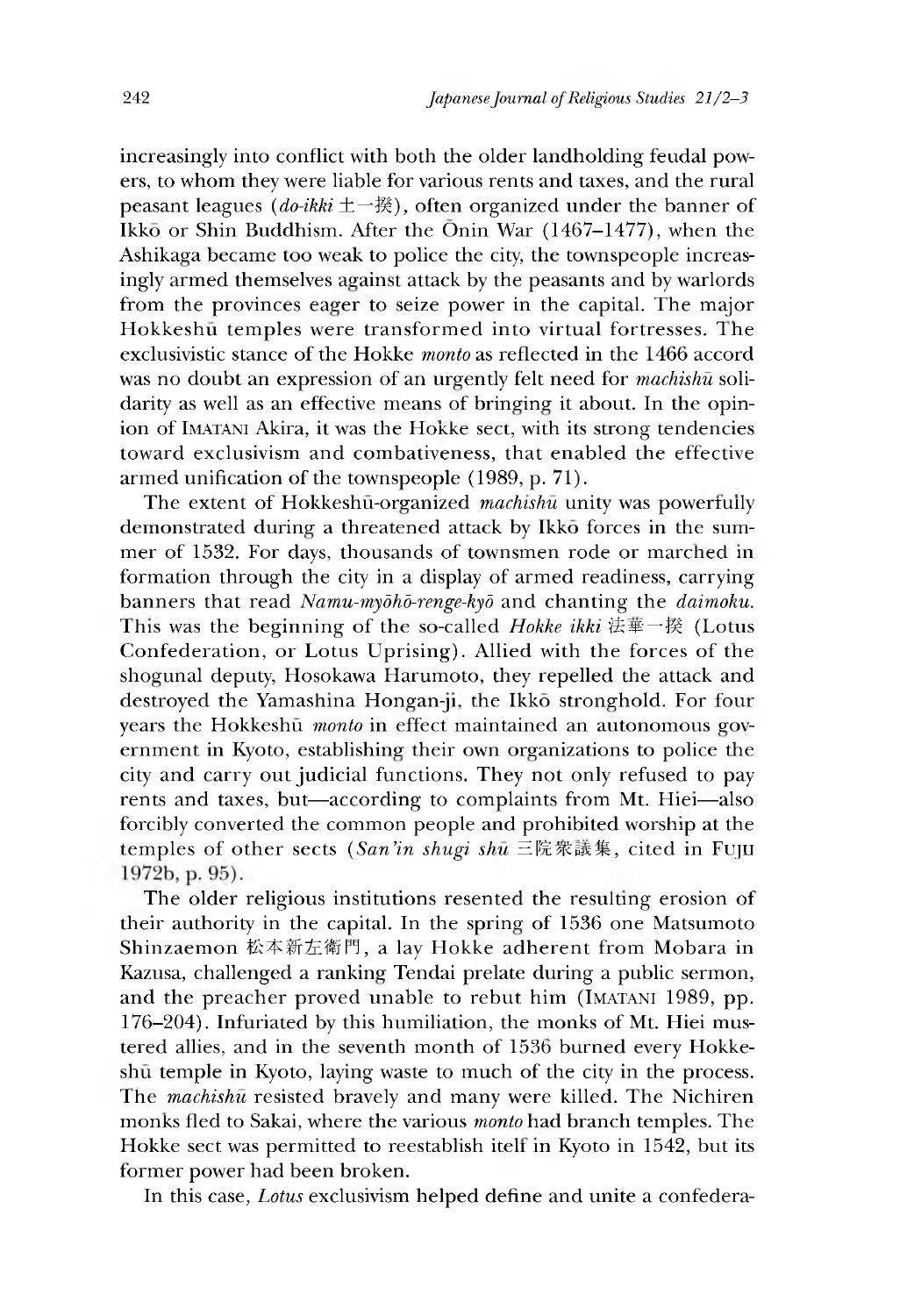increasingly into conflict with both the older landholding feudal powers, to whom they were liable for various rents and taxes, and the rural peasant leagues (*do-ikki* 土一揆), often organized under the banner of Ikkō or Shin Buddhism. After the Ōnin War (1467–1477), when the Ashikaga became too weak to police the city, the townspeople increasingly armed themselves against attack by the peasants and by warlords from the provinces eager to seize power in the capital. The major Hokkeshū temples were transformed into virtual fortresses. The exclusivistic stance of the Hokke *monto* as reflected in the 1466 accord was no doubt an expression of an urgently felt need for *machishū* solidarity as well as an effective means of bringing it about. In the opinion of IMATANI Akira, it was the Hokke sect, with its strong tendencies toward exclusivism and combativeness, that enabled the effective armed unification of the townspeople (1989, p. 71).

The extent of Hokkeshū-organized *machishū* unity was powerfully demonstrated during a threatened attack by Ikkō forces in the summer of 1532. For days, thousands of townsmen rode or marched in formation through the city in a display of armed readiness, carrying banners that read *Namu-myōhō-renge-kyō* and chanting the *daimoku*. This was the beginning of the so-called *Hokke ikki* 法華一揆 (Lotus Confederation, or Lotus Uprising). Allied with the forces of the shogunal deputy, Hosokawa Harumoto, they repelled the attack and destroyed the Yamashina Hongan-ji, the Ikkō stronghold. For four years the Hokkeshū *monto* in effect maintained an autonomous government in Kyoto, establishing their own organizations to police the city and carry out judicial functions. They not only refused to pay rents and taxes, but—according to complaints from Mt. Hiei—also forcibly converted the common people and prohibited worship at the temples of other sects (*San'in shugi shū* 三院衆議集, cited in FUJII 1972b, p. 95).

The older religious institutions resented the resulting erosion of their authority in the capital. In the spring of 1536 one Matsumoto Shinzaemon 松本新左衛門, a lay Hokke adherent from Mobara in Kazusa, challenged a ranking Tendai prelate during a public sermon, and the preacher proved unable to rebut him (IMATANI 1989, pp. 176–204). Infuriated by this humiliation, the monks of Mt. Hiei mustered allies, and in the seventh month of 1536 burned every Hokkeshū temple in Kyoto, laying waste to much of the city in the process. The *machishū* resisted bravely and many were killed. The Nichiren monks fled to Sakai, where the various *monto* had branch temples. The Hokke sect was permitted to reestablish itelf in Kyoto in 1542, but its former power had been broken.

In this case, *Lotus* exclusivism helped define and unite a confedera-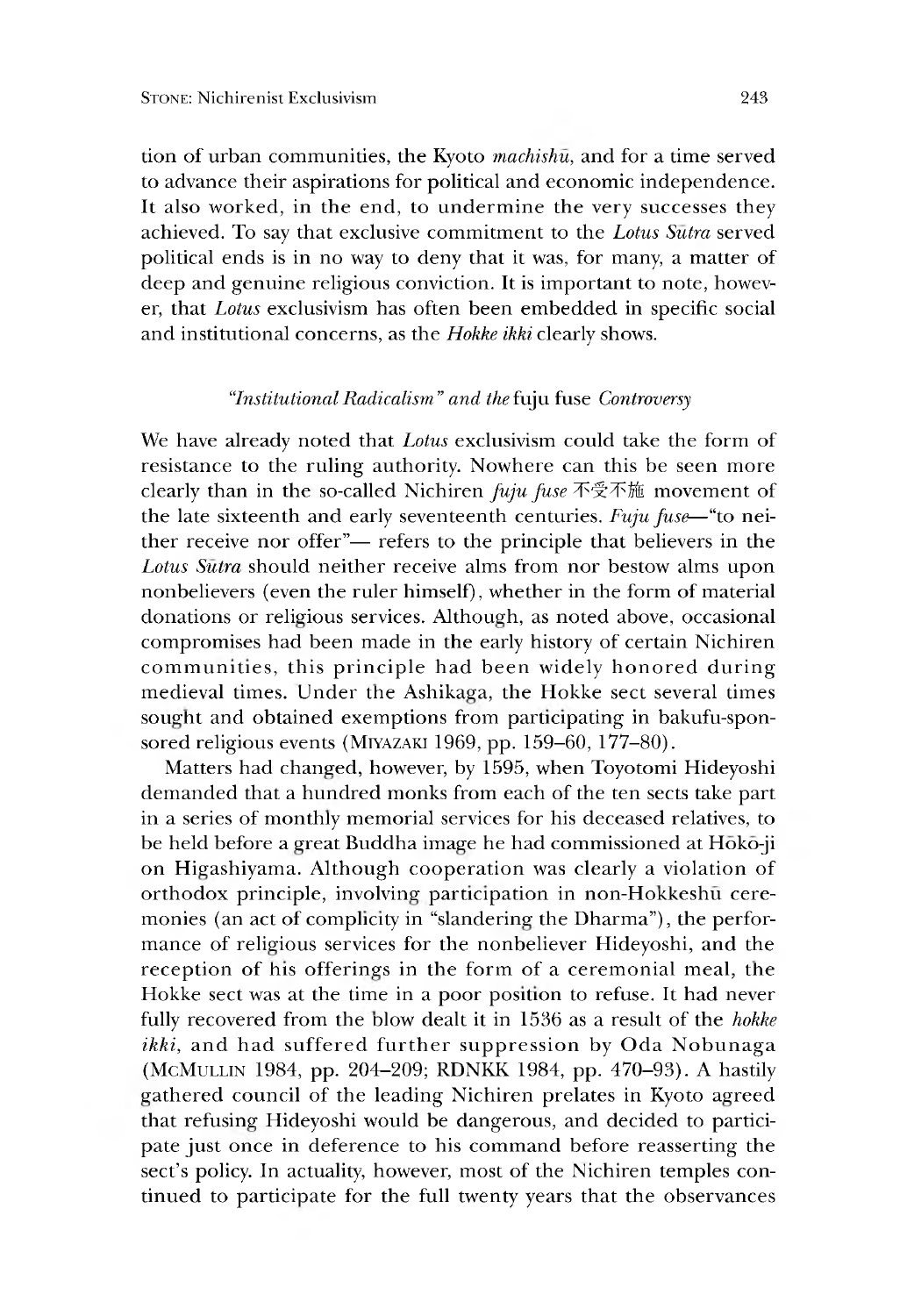tion of urban communities, the Kyoto *machishū*, and for a time served to advance their aspirations for political and economic independence. It also worked, in the end, to undermine the very successes they achieved. To say that exclusive commitment to the *Lotus Sūtra* served political ends is in no way to deny that it was, for many, a matter of deep and genuine religious conviction. It is important to note, however, that *Lotus* exclusivism has often been embedded in specific social and institutional concerns, as the *Hokke ikki* clearly shows.

### *"Institutional Radicalism" and the* fuju fuse *Controversy*

We have already noted that *Lotus* exclusivism could take the form of resistance to the ruling authority. Nowhere can this be seen more clearly than in the so-called Nichiren *fuju fuse* 不受不施 movement of the late sixteenth and early seventeenth centuries. *Fuju fuse*—"to neither receive nor offer"— refers to the principle that believers in the *Lotus Sūtra* should neither receive alms from nor bestow alms upon nonbelievers (even the ruler himself), whether in the form of material donations or religious services. Although, as noted above, occasional compromises had been made in the early history of certain Nichiren communities, this principle had been widely honored during medieval times. Under the Ashikaga, the Hokke sect several times sought and obtained exemptions from participating in bakufu-sponsored religious events (MIYAZAKI 1969, pp. 159–60, 177–80).

Matters had changed, however, by 1595, when Toyotomi Hideyoshi demanded that a hundred monks from each of the ten sects take part in a series of monthly memorial services for his deceased relatives, to be held before a great Buddha image he had commissioned at Hōkō-ji on Higashiyama. Although cooperation was clearly a violation of orthodox principle, involving participation in non-Hokkeshū ceremonies (an act of complicity in "slandering the Dharma"), the performance of religious services for the nonbeliever Hideyoshi, and the reception of his offerings in the form of a ceremonial meal, the Hokke sect was at the time in a poor position to refuse. It had never fully recovered from the blow dealt it in 1536 as a result of the *hokke ikki*, and had suffered further suppression by Oda Nobunaga (MCMULLIN 1984, pp. 204–209; RDNKK 1984, pp. 470–93). A hastily gathered council of the leading Nichiren prelates in Kyoto agreed that refusing Hideyoshi would be dangerous, and decided to participate just once in deference to his command before reasserting the sect's policy. In actuality, however, most of the Nichiren temples continued to participate for the full twenty years that the observances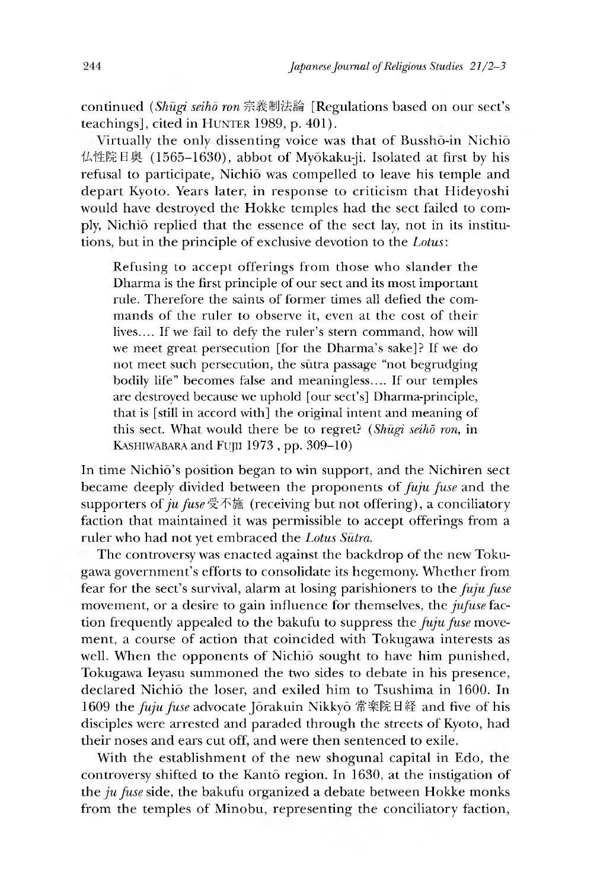continued (*Shūgi seihō ron* 宗義制法論 [Regulations based on our sect's teachings], cited in HUNTER 1989, p. 401).

Virtually the only dissenting voice was that of Busshō-in Nichiō 仏性院日奥 (1565–1630), abbot of Myōkaku-ji. Isolated at first by his refusal to participate, Nichiō was compelled to leave his temple and depart Kyoto. Years later, in response to criticism that Hideyoshi would have destroyed the Hokke temples had the sect failed to comply, Nichiō replied that the essence of the sect lay, not in its institutions, but in the principle of exclusive devotion to the *Lotus*:

> Refusing to accept offerings from those who slander the Dharma is the first principle of our sect and its most important rule. Therefore the saints of former times all defied the commands of the ruler to observe it, even at the cost of their lives.... If we fail to defy the ruler's stern command, how will we meet great persecution [for the Dharma's sake]? If we do not meet such persecution, the sūtra passage "not begrudging bodily life" becomes false and meaningless.... If our temples are destroyed because we uphold [our sect's] Dharma-principle, that is [still in accord with] the original intent and meaning of this sect. What would there be to regret? (*Shūgi seihō ron*, in KASHIWABARA and FUJII 1973 , pp. 309–10)

In time Nichiō's position began to win support, and the Nichiren sect became deeply divided between the proponents of *fuju fuse* and the supporters of *ju fuse* 受不施 (receiving but not offering), a conciliatory faction that maintained it was permissible to accept offerings from a ruler who had not yet embraced the *Lotus Sūtra.*

The controversy was enacted against the backdrop of the new Tokugawa government's efforts to consolidate its hegemony. Whether from fear for the sect's survival, alarm at losing parishioners to the *fuju fuse* movement, or a desire to gain influence for themselves, the *jufuse* faction frequently appealed to the bakufu to suppress the *fuju fuse* movement, a course of action that coincided with Tokugawa interests as well. When the opponents of Nichiō sought to have him punished, Tokugawa Ieyasu summoned the two sides to debate in his presence, declared Nichiō the loser, and exiled him to Tsushima in 1600. In 1609 the *fuju fuse* advocate Jōrakuin Nikkyō 常楽院日経 and five of his disciples were arrested and paraded through the streets of Kyoto, had their noses and ears cut off, and were then sentenced to exile.

With the establishment of the new shogunal capital in Edo, the controversy shifted to the Kantō region. In 1630, at the instigation of the *ju fuse* side, the bakufu organized a debate between Hokke monks from the temples of Minobu, representing the conciliatory faction,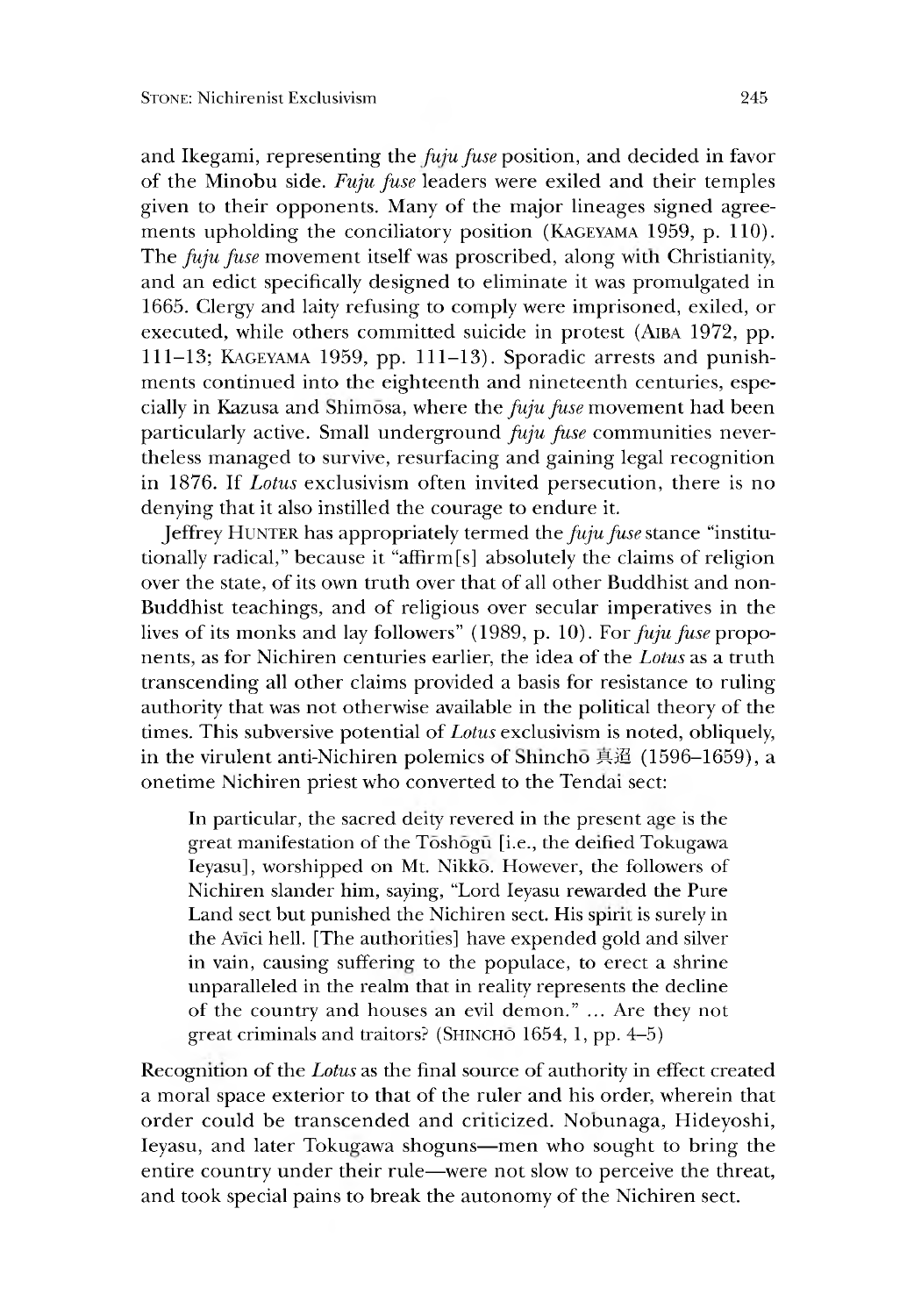and Ikegami, representing the *fuju fuse* position, and decided in favor of the Minobu side. *Fuju fuse* leaders were exiled and their temples given to their opponents. Many of the major lineages signed agreements upholding the conciliatory position (KAGEYAMA 1959, p. 110). The *fuju fuse* movement itself was proscribed, along with Christianity, and an edict specifically designed to eliminate it was promulgated in 1665. Clergy and laity refusing to comply were imprisoned, exiled, or executed, while others committed suicide in protest (AIBA 1972, pp. 111–13; KAGEYAMA 1959, pp. 111–13). Sporadic arrests and punishments continued into the eighteenth and nineteenth centuries, especially in Kazusa and Shimōsa, where the *fuju fuse* movement had been particularly active. Small underground *fuju fuse* communities nevertheless managed to survive, resurfacing and gaining legal recognition in 1876. If *Lotus* exclusivism often invited persecution, there is no denying that it also instilled the courage to endure it.

Jeffrey HUNTER has appropriately termed the *fuju fuse* stance "institutionally radical," because it "affirm[s] absolutely the claims of religion over the state, of its own truth over that of all other Buddhist and non-Buddhist teachings, and of religious over secular imperatives in the lives of its monks and lay followers" (1989, p. 10). For *fuju fuse* proponents, as for Nichiren centuries earlier, the idea of the *Lotus* as a truth transcending all other claims provided a basis for resistance to ruling authority that was not otherwise available in the political theory of the times. This subversive potential of *Lotus* exclusivism is noted, obliquely, in the virulent anti-Nichiren polemics of Shinchō 真迢 (1596–1659), a onetime Nichiren priest who converted to the Tendai sect:

> In particular, the sacred deity revered in the present age is the great manifestation of the Tōshōgū [i.e., the deified Tokugawa Ieyasu], worshipped on Mt. Nikkō. However, the followers of Nichiren slander him, saying, "Lord Ieyasu rewarded the Pure Land sect but punished the Nichiren sect. His spirit is surely in the Avīci hell. [The authorities] have expended gold and silver in vain, causing suffering to the populace, to erect a shrine unparalleled in the realm that in reality represents the decline of the country and houses an evil demon." ... Are they not great criminals and traitors? (SHINCHŌ 1654, 1, pp. 4–5)

Recognition of the *Lotus* as the final source of authority in effect created a moral space exterior to that of the ruler and his order, wherein that order could be transcended and criticized. Nobunaga, Hideyoshi, Ieyasu, and later Tokugawa shoguns—men who sought to bring the entire country under their rule—were not slow to perceive the threat, and took special pains to break the autonomy of the Nichiren sect.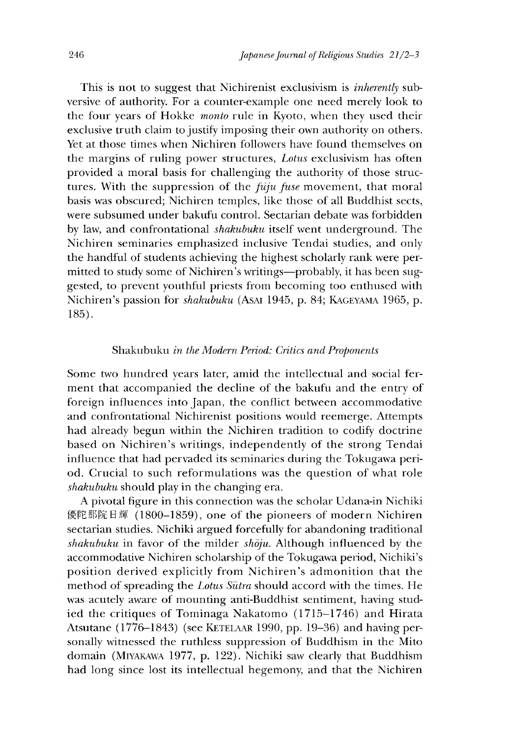This is not to suggest that Nichirenist exclusivism is *inherently* subversive of authority. For a counter-example one need merely look to the four years of Hokke *monto* rule in Kyoto, when they used their exclusive truth claim to justify imposing their own authority on others. Yet at those times when Nichiren followers have found themselves on the margins of ruling power structures, *Lotus* exclusivism has often provided a moral basis for challenging the authority of those structures. With the suppression of the *fūju fuse* movement, that moral basis was obscured; Nichiren temples, like those of all Buddhist sects, were subsumed under bakufu control. Sectarian debate was forbidden by law, and confrontational *shakubuku* itself went underground. The Nichiren seminaries emphasized inclusive Tendai studies, and only the handful of students achieving the highest scholarly rank were permitted to study some of Nichiren's writings—probably, it has been suggested, to prevent youthful priests from becoming too enthused with Nichiren's passion for *shakubuku* (ASAI 1945, p. 84; KAGEYAMA 1965, p. 185).

### *Shakubuku in the Modern Period: Critics and Proponents*

Some two hundred years later, amid the intellectual and social ferment that accompanied the decline of the bakufu and the entry of foreign influences into Japan, the conflict between accommodative and confrontational Nichirenist positions would reemerge. Attempts had already begun within the Nichiren tradition to codify doctrine based on Nichiren's writings, independently of the strong Tendai influence that had pervaded its seminaries during the Tokugawa period. Crucial to such reformulations was the question of what role *shakubuku* should play in the changing era.

A pivotal figure in this connection was the scholar Udana-in Nichiki 優陀那院日輝 (1800–1859), one of the pioneers of modern Nichiren sectarian studies. Nichiki argued forcefully for abandoning traditional *shakubuku* in favor of the milder *shōju*. Although influenced by the accommodative Nichiren scholarship of the Tokugawa period, Nichiki's position derived explicitly from Nichiren's admonition that the method of spreading the *Lotus Sūtra* should accord with the times. He was acutely aware of mounting anti-Buddhist sentiment, having studied the critiques of Tominaga Nakatomo (1715–1746) and Hirata Atsutane (1776–1843) (see KETELAAR 1990, pp. 19–36) and having personally witnessed the ruthless suppression of Buddhism in the Mito domain (MIYAKAWA 1977, p. 122). Nichiki saw clearly that Buddhism had long since lost its intellectual hegemony, and that the Nichiren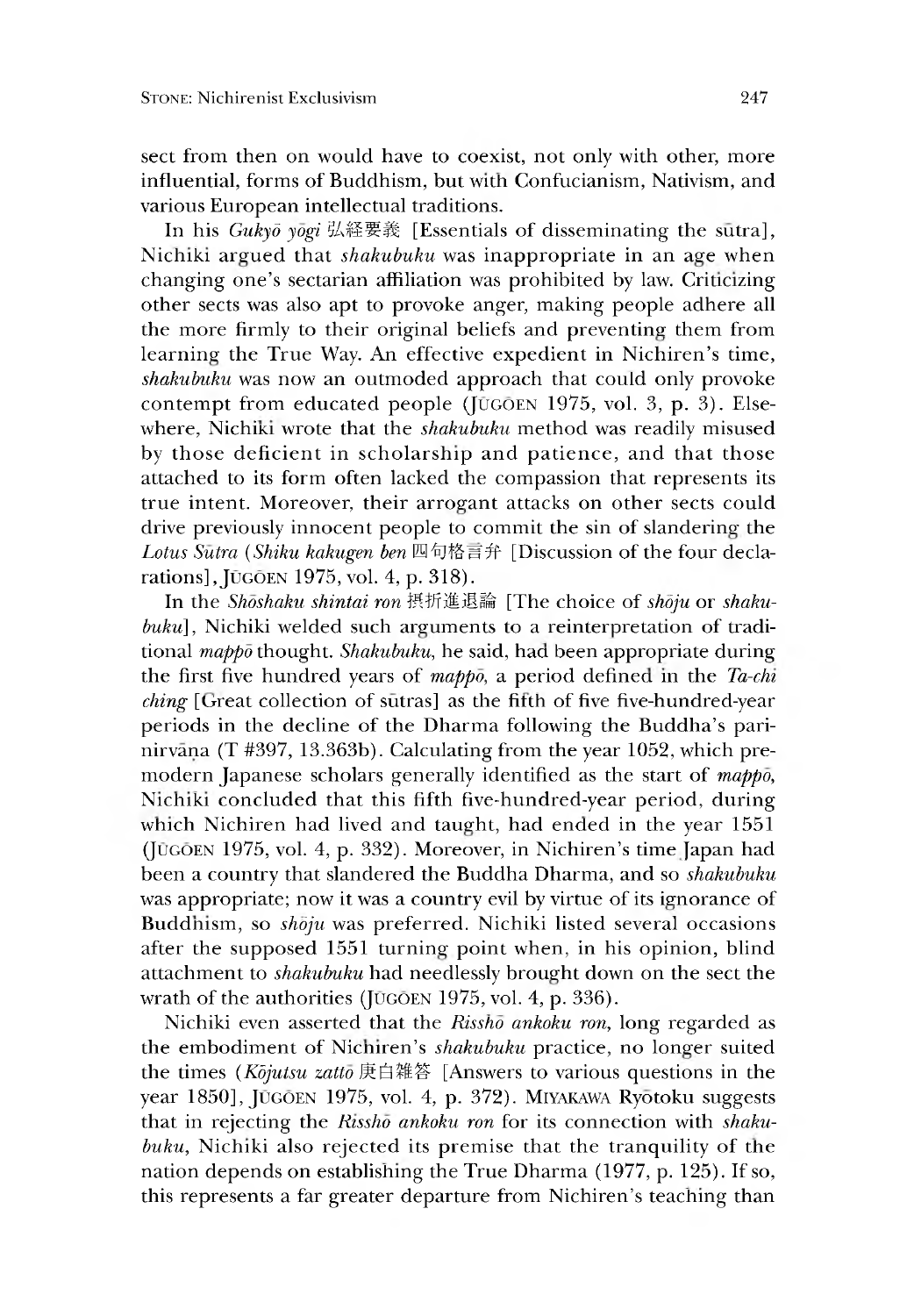sect from then on would have to coexist, not only with other, more influential, forms of Buddhism, but with Confucianism, Nativism, and various European intellectual traditions.

In his *Gukyō yōgi* 弘経要義 [Essentials of disseminating the sūtra], Nichiki argued that *shakubuku* was inappropriate in an age when changing one's sectarian affiliation was prohibited by law. Criticizing other sects was also apt to provoke anger, making people adhere all the more firmly to their original beliefs and preventing them from learning the True Way. An effective expedient in Nichiren's time, *shakubuku* was now an outmoded approach that could only provoke contempt from educated people (JŪGŌEN 1975, vol. 3, p. 3). Elsewhere, Nichiki wrote that the *shakubuku* method was readily misused by those deficient in scholarship and patience, and that those attached to its form often lacked the compassion that represents its true intent. Moreover, their arrogant attacks on other sects could drive previously innocent people to commit the sin of slandering the *Lotus Sūtra* (*Shiku kakugen ben* 四句格言弁 [Discussion of the four declarations], JŪGŌEN 1975, vol. 4, p. 318).

In the *Shōshaku shintai ron* 摂折進退論 [The choice of *shōju* or *shakubuku*], Nichiki welded such arguments to a reinterpretation of traditional *mappō* thought. *Shakubuku*, he said, had been appropriate during the first five hundred years of *mappō*, a period defined in the *Ta-chi ching* [Great collection of sūtras] as the fifth of five five-hundred-year periods in the decline of the Dharma following the Buddha's parinirvāṇa (T #397, 13.363b). Calculating from the year 1052, which premodern Japanese scholars generally identified as the start of *mappō*, Nichiki concluded that this fifth five-hundred-year period, during which Nichiren had lived and taught, had ended in the year 1551 (JŪGŌEN 1975, vol. 4, p. 332). Moreover, in Nichiren's time Japan had been a country that slandered the Buddha Dharma, and so *shakubuku* was appropriate; now it was a country evil by virtue of its ignorance of Buddhism, so *shōju* was preferred. Nichiki listed several occasions after the supposed 1551 turning point when, in his opinion, blind attachment to *shakubuku* had needlessly brought down on the sect the wrath of the authorities (JŪGŌEN 1975, vol. 4, p. 336).

Nichiki even asserted that the *Risshō ankoku ron*, long regarded as the embodiment of Nichiren's *shakubuku* practice, no longer suited the times (*Kōjutsu zattō* 庚戌雑答 [Answers to various questions in the year 1850], JŪGŌEN 1975, vol. 4, p. 372). MIYAKAWA Ryōtoku suggests that in rejecting the *Risshō ankoku ron* for its connection with *shakubuku*, Nichiki also rejected its premise that the tranquility of the nation depends on establishing the True Dharma (1977, p. 125). If so, this represents a far greater departure from Nichiren's teaching than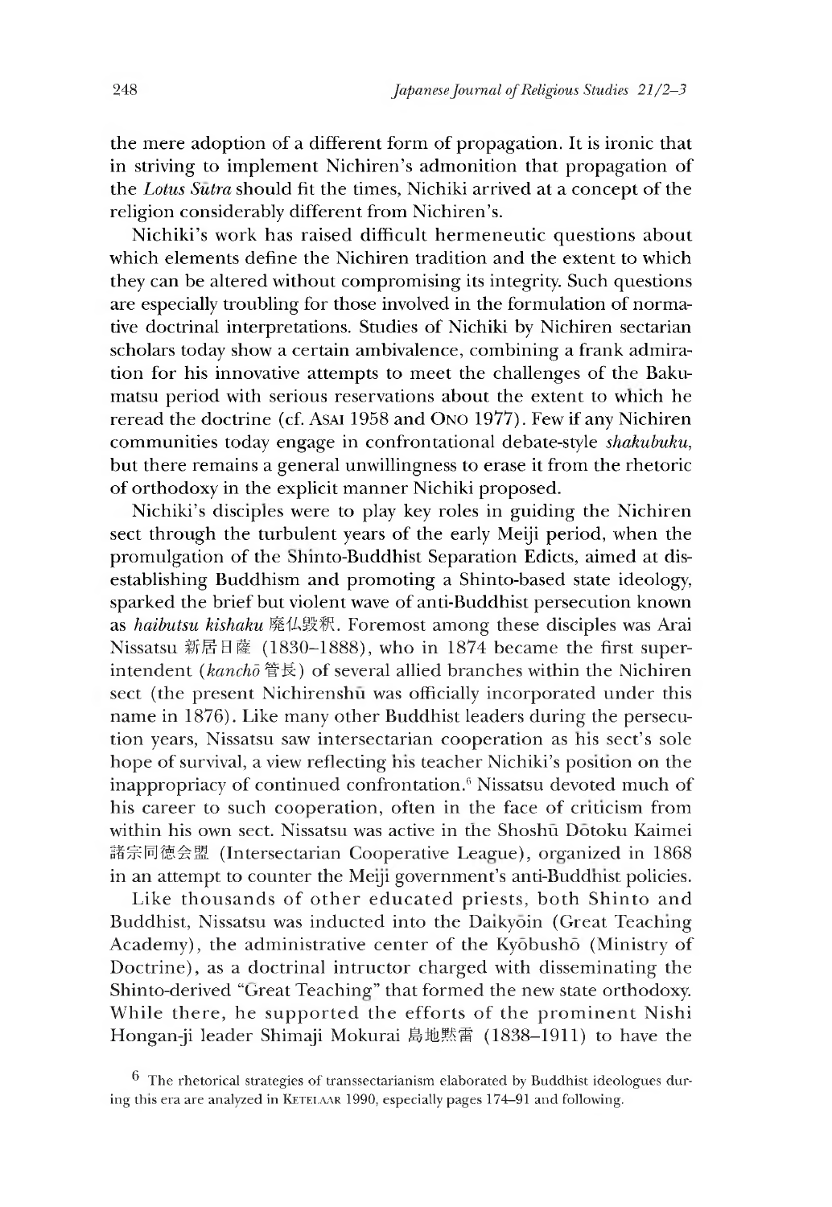the mere adoption of a different form of propagation. It is ironic that in striving to implement Nichiren's admonition that propagation of the *Lotus Sūtra* should fit the times, Nichiki arrived at a concept of the religion considerably different from Nichiren's.

Nichiki's work has raised difficult hermeneutic questions about which elements define the Nichiren tradition and the extent to which they can be altered without compromising its integrity. Such questions are especially troubling for those involved in the formulation of normative doctrinal interpretations. Studies of Nichiki by Nichiren sectarian scholars today show a certain ambivalence, combining a frank admiration for his innovative attempts to meet the challenges of the Bakumatsu period with serious reservations about the extent to which he reread the doctrine (cf. Asai 1958 and Ono 1977). Few if any Nichiren communities today engage in confrontational debate-style *shakubuku*, but there remains a general unwillingness to erase it from the rhetoric of orthodoxy in the explicit manner Nichiki proposed.

Nichiki's disciples were to play key roles in guiding the Nichiren sect through the turbulent years of the early Meiji period, when the promulgation of the Shinto-Buddhist Separation Edicts, aimed at disestablishing Buddhism and promoting a Shinto-based state ideology, sparked the brief but violent wave of anti-Buddhist persecution known as *haibutsu kishaku* 廃仏毀釈. Foremost among these disciples was Arai Nissatsu 新居日薩 (1830–1888), who in 1874 became the first superintendent (*kanchō* 管長) of several allied branches within the Nichiren sect (the present Nichirenshū was officially incorporated under this name in 1876). Like many other Buddhist leaders during the persecution years, Nissatsu saw intersectarian cooperation as his sect's sole hope of survival, a view reflecting his teacher Nichiki's position on the inappropriacy of continued confrontation.[6] Nissatsu devoted much of his career to such cooperation, often in the face of criticism from within his own sect. Nissatsu was active in the Shoshū Dōtoku Kaimei 諸宗同徳会盟 (Intersectarian Cooperative League), organized in 1868 in an attempt to counter the Meiji government's anti-Buddhist policies.

Like thousands of other educated priests, both Shinto and Buddhist, Nissatsu was inducted into the Daikyōin (Great Teaching Academy), the administrative center of the Kyōbushō (Ministry of Doctrine), as a doctrinal intructor charged with disseminating the Shinto-derived "Great Teaching" that formed the new state orthodoxy. While there, he supported the efforts of the prominent Nishi Hongan-ji leader Shimaji Mokurai 島地黙雷 (1838–1911) to have the

[6] The rhetorical strategies of transsectarianism elaborated by Buddhist ideologues during this era are analyzed in Ketelaar 1990, especially pages 174–91 and following.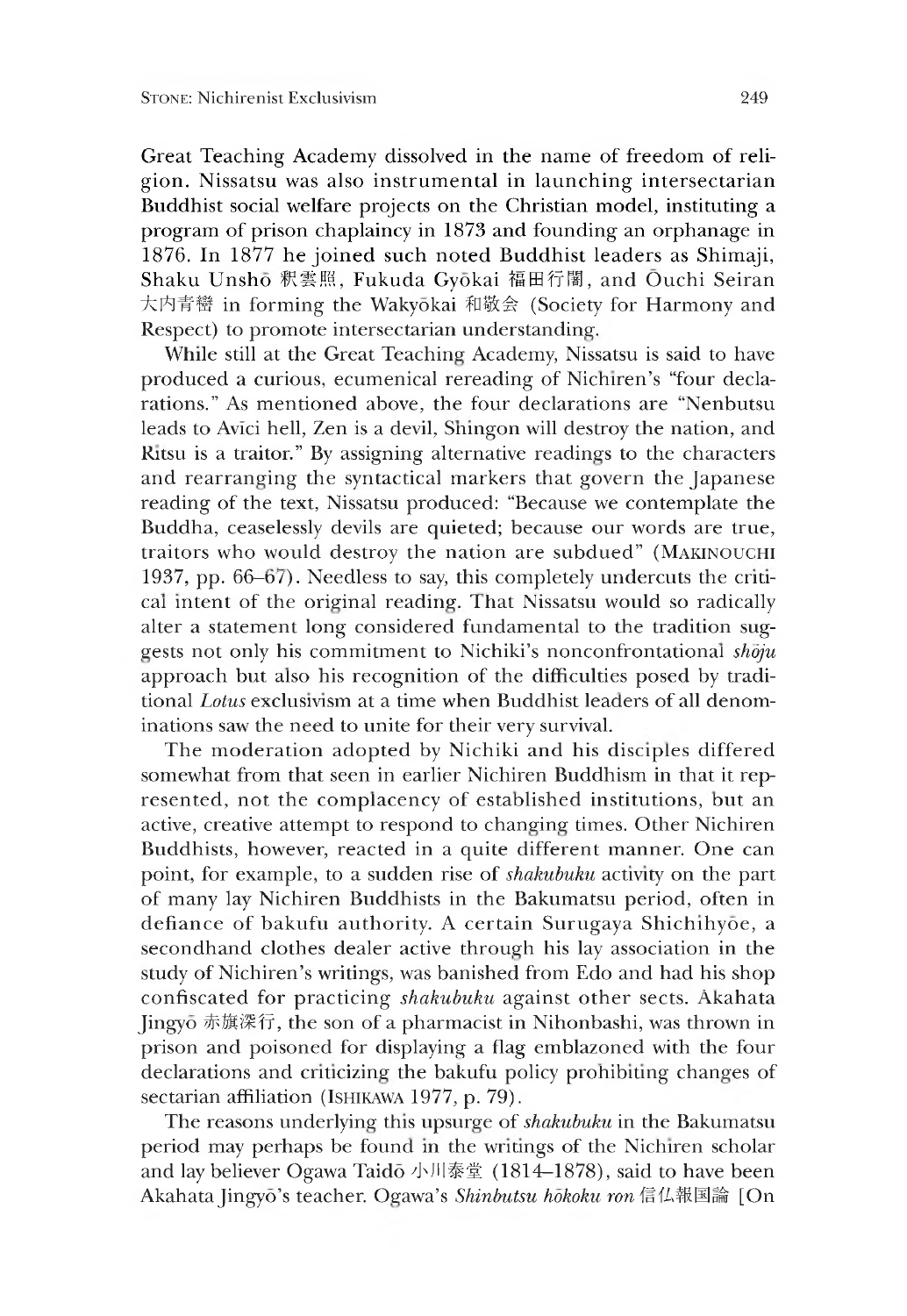Great Teaching Academy dissolved in the name of freedom of religion. Nissatsu was also instrumental in launching intersectarian Buddhist social welfare projects on the Christian model, instituting a program of prison chaplaincy in 1873 and founding an orphanage in 1876. In 1877 he joined such noted Buddhist leaders as Shimaji, Shaku Unshō 釈雲照, Fukuda Gyōkai 福田行誡, and Ōuchi Seiran 大内青巒 in forming the Wakyōkai 和敬会 (Society for Harmony and Respect) to promote intersectarian understanding.

While still at the Great Teaching Academy, Nissatsu is said to have produced a curious, ecumenical rereading of Nichiren's "four declarations." As mentioned above, the four declarations are "Nenbutsu leads to Avīci hell, Zen is a devil, Shingon will destroy the nation, and Ritsu is a traitor." By assigning alternative readings to the characters and rearranging the syntactical markers that govern the Japanese reading of the text, Nissatsu produced: "Because we contemplate the Buddha, ceaselessly devils are quieted; because our words are true, traitors who would destroy the nation are subdued" (MAKINOUCHI 1937, pp. 66–67). Needless to say, this completely undercuts the critical intent of the original reading. That Nissatsu would so radically alter a statement long considered fundamental to the tradition suggests not only his commitment to Nichiki's nonconfrontational *shōju* approach but also his recognition of the difficulties posed by traditional *Lotus* exclusivism at a time when Buddhist leaders of all denominations saw the need to unite for their very survival.

The moderation adopted by Nichiki and his disciples differed somewhat from that seen in earlier Nichiren Buddhism in that it represented, not the complacency of established institutions, but an active, creative attempt to respond to changing times. Other Nichiren Buddhists, however, reacted in a quite different manner. One can point, for example, to a sudden rise of *shakubuku* activity on the part of many lay Nichiren Buddhists in the Bakumatsu period, often in defiance of bakufu authority. A certain Surugaya Shichihyōe, a secondhand clothes dealer active through his lay association in the study of Nichiren's writings, was banished from Edo and had his shop confiscated for practicing *shakubuku* against other sects. Akahata Jingyō 赤旗深行, the son of a pharmacist in Nihonbashi, was thrown in prison and poisoned for displaying a flag emblazoned with the four declarations and criticizing the bakufu policy prohibiting changes of sectarian affiliation (ISHIKAWA 1977, p. 79).

The reasons underlying this upsurge of *shakubuku* in the Bakumatsu period may perhaps be found in the writings of the Nichiren scholar and lay believer Ogawa Taidō 小川泰堂 (1814–1878), said to have been Akahata Jingyō's teacher. Ogawa's *Shinbutsu hōkoku ron* 信仏報国論 [On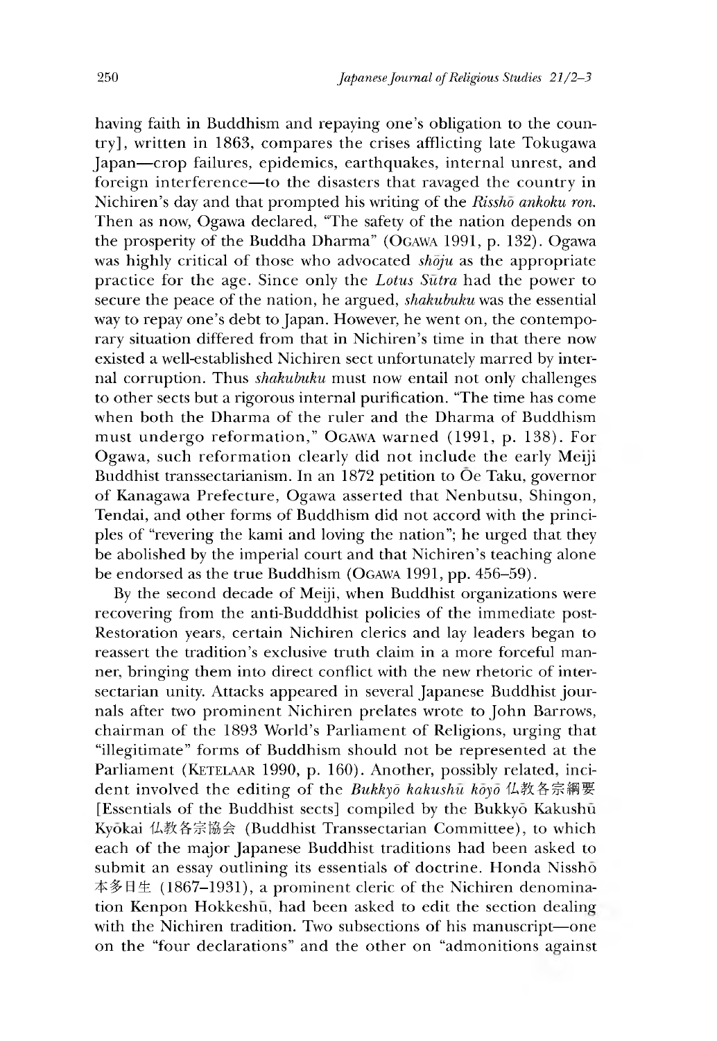having faith in Buddhism and repaying one's obligation to the country], written in 1863, compares the crises afflicting late Tokugawa Japan—crop failures, epidemics, earthquakes, internal unrest, and foreign interference—to the disasters that ravaged the country in Nichiren's day and that prompted his writing of the *Risshō ankoku ron*. Then as now, Ogawa declared, "The safety of the nation depends on the prosperity of the Buddha Dharma" (Ogawa 1991, p. 132). Ogawa was highly critical of those who advocated *shōju* as the appropriate practice for the age. Since only the *Lotus Sūtra* had the power to secure the peace of the nation, he argued, *shakubuku* was the essential way to repay one's debt to Japan. However, he went on, the contemporary situation differed from that in Nichiren's time in that there now existed a well-established Nichiren sect unfortunately marred by internal corruption. Thus *shakubuku* must now entail not only challenges to other sects but a rigorous internal purification. "The time has come when both the Dharma of the ruler and the Dharma of Buddhism must undergo reformation," Ogawa warned (1991, p. 138). For Ogawa, such reformation clearly did not include the early Meiji Buddhist transsectarianism. In an 1872 petition to Ōe Taku, governor of Kanagawa Prefecture, Ogawa asserted that Nenbutsu, Shingon, Tendai, and other forms of Buddhism did not accord with the principles of "revering the kami and loving the nation"; he urged that they be abolished by the imperial court and that Nichiren's teaching alone be endorsed as the true Buddhism (Ogawa 1991, pp. 456–59).

By the second decade of Meiji, when Buddhist organizations were recovering from the anti-Budddhist policies of the immediate post-Restoration years, certain Nichiren clerics and lay leaders began to reassert the tradition's exclusive truth claim in a more forceful manner, bringing them into direct conflict with the new rhetoric of intersectarian unity. Attacks appeared in several Japanese Buddhist journals after two prominent Nichiren prelates wrote to John Barrows, chairman of the 1893 World's Parliament of Religions, urging that "illegitimate" forms of Buddhism should not be represented at the Parliament (Ketelaar 1990, p. 160). Another, possibly related, incident involved the editing of the *Bukkyō kakushū kōyō* 仏教各宗綱要 [Essentials of the Buddhist sects] compiled by the Bukkyō Kakushū Kyōkai 仏教各宗協会 (Buddhist Transsectarian Committee), to which each of the major Japanese Buddhist traditions had been asked to submit an essay outlining its essentials of doctrine. Honda Nisshō 本多日生 (1867–1931), a prominent cleric of the Nichiren denomination Kenpon Hokkeshū, had been asked to edit the section dealing with the Nichiren tradition. Two subsections of his manuscript—one on the "four declarations" and the other on "admonitions against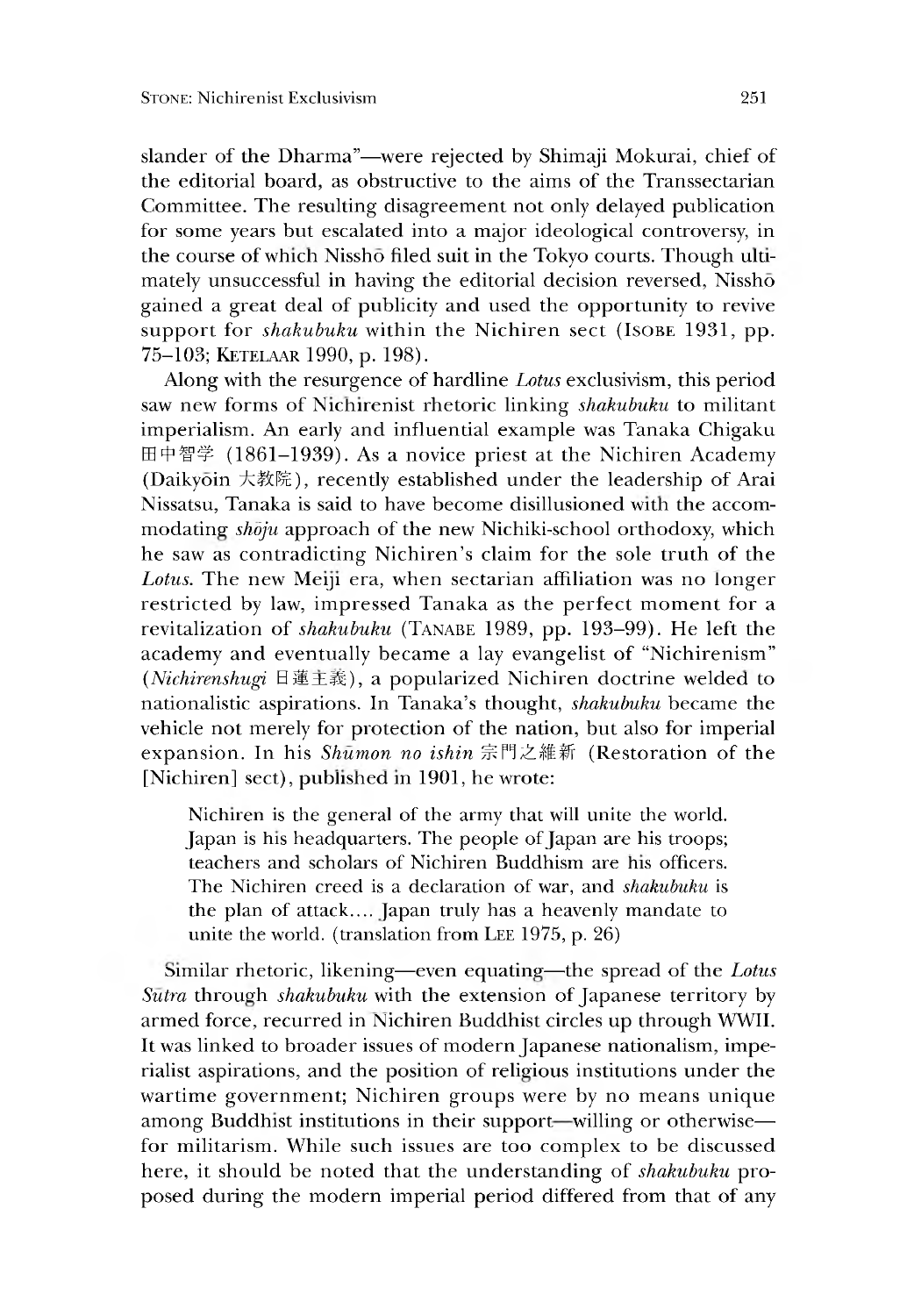slander of the Dharma"—were rejected by Shimaji Mokurai, chief of the editorial board, as obstructive to the aims of the Transsectarian Committee. The resulting disagreement not only delayed publication for some years but escalated into a major ideological controversy, in the course of which Nisshō filed suit in the Tokyo courts. Though ultimately unsuccessful in having the editorial decision reversed, Nisshō gained a great deal of publicity and used the opportunity to revive support for *shakubuku* within the Nichiren sect (ISOBE 1931, pp. 75–103; KETELAAR 1990, p. 198).

Along with the resurgence of hardline *Lotus* exclusivism, this period saw new forms of Nichirenist rhetoric linking *shakubuku* to militant imperialism. An early and influential example was Tanaka Chigaku 田中智学 (1861–1939). As a novice priest at the Nichiren Academy (Daikyōin 大教院), recently established under the leadership of Arai Nissatsu, Tanaka is said to have become disillusioned with the accommodating *shōju* approach of the new Nichiki-school orthodoxy, which he saw as contradicting Nichiren's claim for the sole truth of the *Lotus*. The new Meiji era, when sectarian affiliation was no longer restricted by law, impressed Tanaka as the perfect moment for a revitalization of *shakubuku* (TANABE 1989, pp. 193–99). He left the academy and eventually became a lay evangelist of "Nichirenism" (*Nichirenshugi* 日蓮主義), a popularized Nichiren doctrine welded to nationalistic aspirations. In Tanaka's thought, *shakubuku* became the vehicle not merely for protection of the nation, but also for imperial expansion. In his *Shūmon no ishin* 宗門之維新 (Restoration of the [Nichiren] sect), published in 1901, he wrote:

> Nichiren is the general of the army that will unite the world. Japan is his headquarters. The people of Japan are his troops; teachers and scholars of Nichiren Buddhism are his officers. The Nichiren creed is a declaration of war, and *shakubuku* is the plan of attack.... Japan truly has a heavenly mandate to unite the world. (translation from LEE 1975, p. 26)

Similar rhetoric, likening—even equating—the spread of the *Lotus Sūtra* through *shakubuku* with the extension of Japanese territory by armed force, recurred in Nichiren Buddhist circles up through WWII. It was linked to broader issues of modern Japanese nationalism, imperialist aspirations, and the position of religious institutions under the wartime government; Nichiren groups were by no means unique among Buddhist institutions in their support—willing or otherwise—for militarism. While such issues are too complex to be discussed here, it should be noted that the understanding of *shakubuku* proposed during the modern imperial period differed from that of any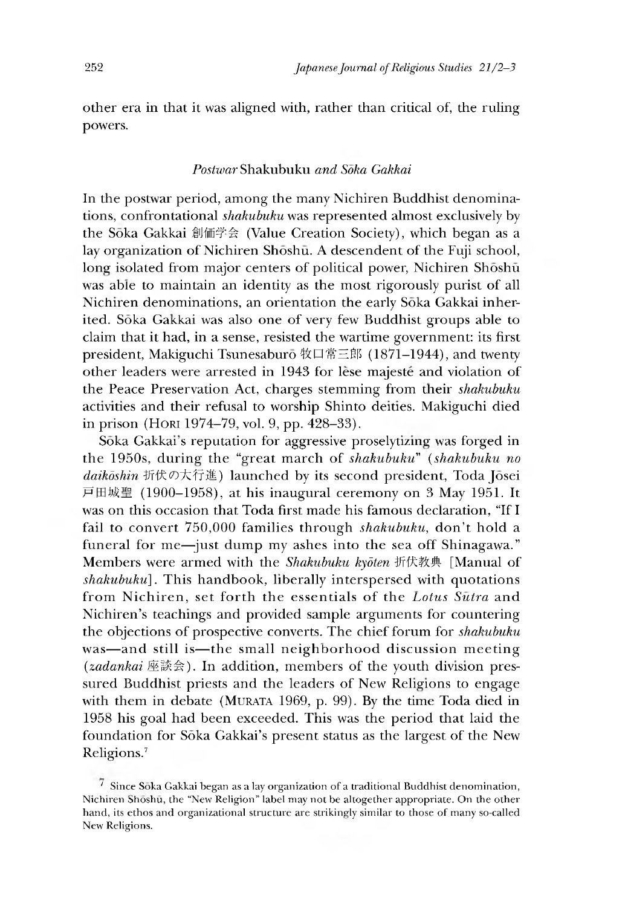other era in that it was aligned with, rather than critical of, the ruling powers.

### *Postwar* Shakubuku *and Sōka Gakkai*

In the postwar period, among the many Nichiren Buddhist denominations, confrontational *shakubuku* was represented almost exclusively by the Sōka Gakkai 創価学会 (Value Creation Society), which began as a lay organization of Nichiren Shōshū. A descendent of the Fuji school, long isolated from major centers of political power, Nichiren Shōshū was able to maintain an identity as the most rigorously purist of all Nichiren denominations, an orientation the early Sōka Gakkai inherited. Sōka Gakkai was also one of very few Buddhist groups able to claim that it had, in a sense, resisted the wartime government: its first president, Makiguchi Tsunesaburō 牧口常三郎 (1871–1944), and twenty other leaders were arrested in 1943 for lèse majesté and violation of the Peace Preservation Act, charges stemming from their *shakubuku* activities and their refusal to worship Shinto deities. Makiguchi died in prison (Hori 1974–79, vol. 9, pp. 428–33).

Sōka Gakkai's reputation for aggressive proselytizing was forged in the 1950s, during the "great march of *shakubuku*" (*shakubuku no daikōshin* 折伏の大行進) launched by its second president, Toda Jōsei 戸田城聖 (1900–1958), at his inaugural ceremony on 3 May 1951. It was on this occasion that Toda first made his famous declaration, "If I fail to convert 750,000 families through *shakubuku*, don't hold a funeral for me—just dump my ashes into the sea off Shinagawa." Members were armed with the *Shakubuku kyōten* 折伏教典 [Manual of *shakubuku*]. This handbook, liberally interspersed with quotations from Nichiren, set forth the essentials of the *Lotus Sūtra* and Nichiren's teachings and provided sample arguments for countering the objections of prospective converts. The chief forum for *shakubuku* was—and still is—the small neighborhood discussion meeting (*zadankai* 座談会). In addition, members of the youth division pressured Buddhist priests and the leaders of New Religions to engage with them in debate (Murata 1969, p. 99). By the time Toda died in 1958 his goal had been exceeded. This was the period that laid the foundation for Sōka Gakkai's present status as the largest of the New Religions.[7]

[7] Since Sōka Gakkai began as a lay organization of a traditional Buddhist denomination, Nichiren Shōshū, the "New Religion" label may not be altogether appropriate. On the other hand, its ethos and organizational structure are strikingly similar to those of many so-called New Religions.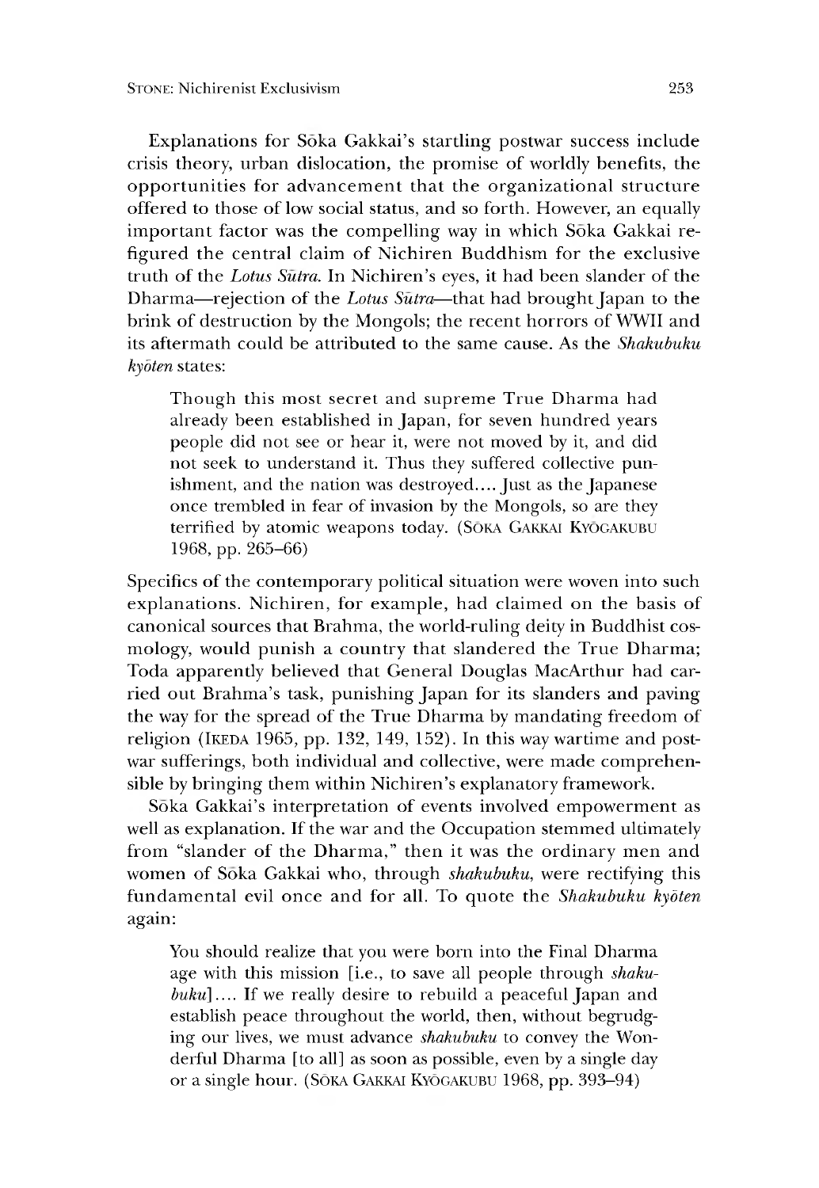Explanations for Sōka Gakkai's startling postwar success include crisis theory, urban dislocation, the promise of worldly benefits, the opportunities for advancement that the organizational structure offered to those of low social status, and so forth. However, an equally important factor was the compelling way in which Sōka Gakkai refigured the central claim of Nichiren Buddhism for the exclusive truth of the *Lotus Sūtra*. In Nichiren's eyes, it had been slander of the Dharma—rejection of the *Lotus Sūtra*—that had brought Japan to the brink of destruction by the Mongols; the recent horrors of WWII and its aftermath could be attributed to the same cause. As the *Shakubuku kyōten* states:

> Though this most secret and supreme True Dharma had already been established in Japan, for seven hundred years people did not see or hear it, were not moved by it, and did not seek to understand it. Thus they suffered collective punishment, and the nation was destroyed.... Just as the Japanese once trembled in fear of invasion by the Mongols, so are they terrified by atomic weapons today. (Sōka Gakkai Kyōgakubu 1968, pp. 265–66)

Specifics of the contemporary political situation were woven into such explanations. Nichiren, for example, had claimed on the basis of canonical sources that Brahma, the world-ruling deity in Buddhist cosmology, would punish a country that slandered the True Dharma; Toda apparently believed that General Douglas MacArthur had carried out Brahma's task, punishing Japan for its slanders and paving the way for the spread of the True Dharma by mandating freedom of religion (Ikeda 1965, pp. 132, 149, 152). In this way wartime and postwar sufferings, both individual and collective, were made comprehensible by bringing them within Nichiren's explanatory framework.

Sōka Gakkai's interpretation of events involved empowerment as well as explanation. If the war and the Occupation stemmed ultimately from "slander of the Dharma," then it was the ordinary men and women of Sōka Gakkai who, through *shakubuku*, were rectifying this fundamental evil once and for all. To quote the *Shakubuku kyōten* again:

> You should realize that you were born into the Final Dharma age with this mission [i.e., to save all people through *shakubuku*].... If we really desire to rebuild a peaceful Japan and establish peace throughout the world, then, without begrudging our lives, we must advance *shakubuku* to convey the Wonderful Dharma [to all] as soon as possible, even by a single day or a single hour. (Sōka Gakkai Kyōgakubu 1968, pp. 393–94)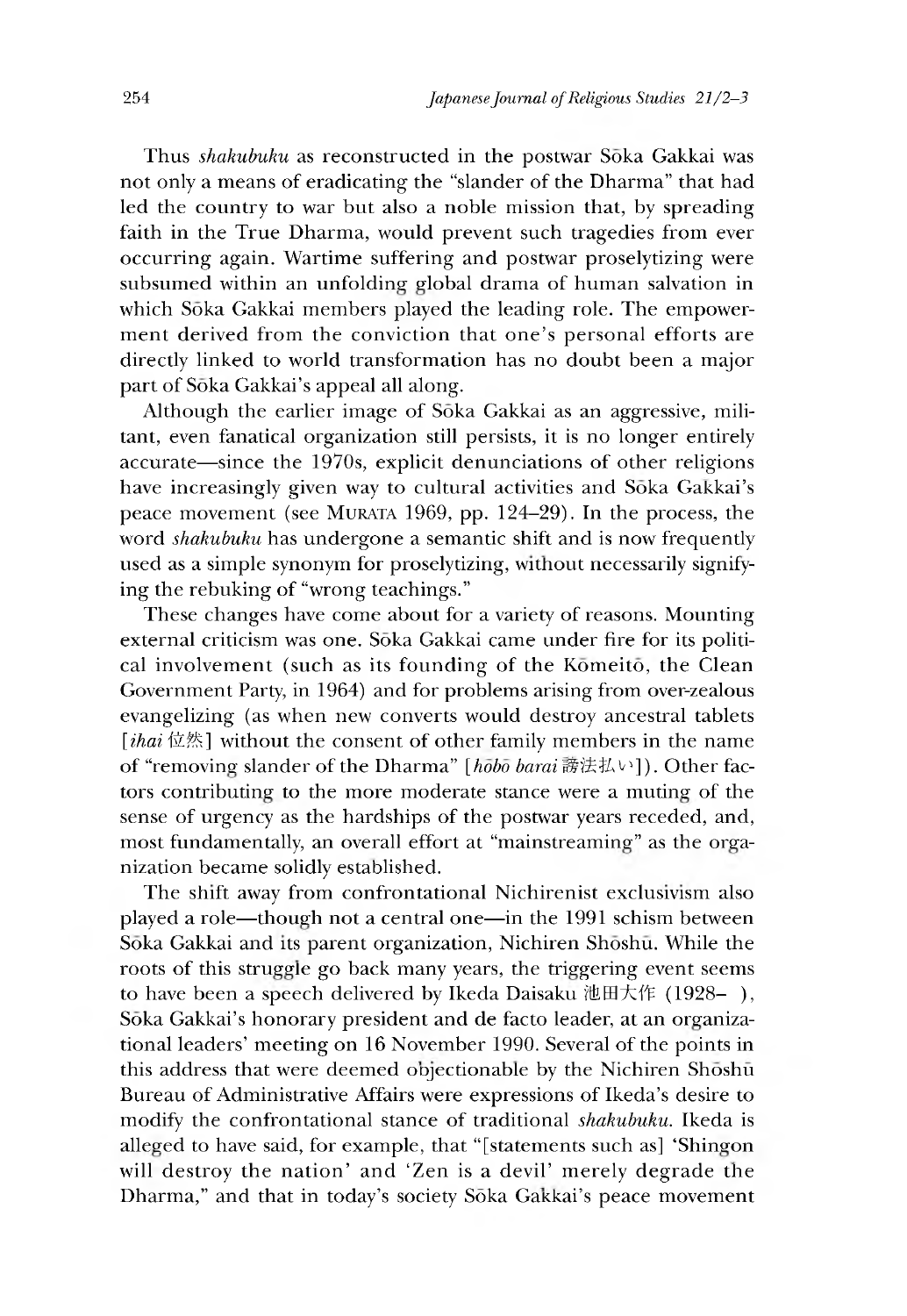Thus *shakubuku* as reconstructed in the postwar Sōka Gakkai was not only a means of eradicating the "slander of the Dharma" that had led the country to war but also a noble mission that, by spreading faith in the True Dharma, would prevent such tragedies from ever occurring again. Wartime suffering and postwar proselytizing were subsumed within an unfolding global drama of human salvation in which Sōka Gakkai members played the leading role. The empowerment derived from the conviction that one's personal efforts are directly linked to world transformation has no doubt been a major part of Sōka Gakkai's appeal all along.

Although the earlier image of Sōka Gakkai as an aggressive, militant, even fanatical organization still persists, it is no longer entirely accurate—since the 1970s, explicit denunciations of other religions have increasingly given way to cultural activities and Sōka Gakkai's peace movement (see MURATA 1969, pp. 124–29). In the process, the word *shakubuku* has undergone a semantic shift and is now frequently used as a simple synonym for proselytizing, without necessarily signifying the rebuking of "wrong teachings."

These changes have come about for a variety of reasons. Mounting external criticism was one. Sōka Gakkai came under fire for its political involvement (such as its founding of the Kōmeitō, the Clean Government Party, in 1964) and for problems arising from over-zealous evangelizing (as when new converts would destroy ancestral tablets [*ihai* 位牌] without the consent of other family members in the name of "removing slander of the Dharma" [*hōbō barai* 謗法払い]). Other factors contributing to the more moderate stance were a muting of the sense of urgency as the hardships of the postwar years receded, and, most fundamentally, an overall effort at "mainstreaming" as the organization became solidly established.

The shift away from confrontational Nichirenist exclusivism also played a role—though not a central one—in the 1991 schism between Sōka Gakkai and its parent organization, Nichiren Shōshū. While the roots of this struggle go back many years, the triggering event seems to have been a speech delivered by Ikeda Daisaku 池田大作 (1928– ), Sōka Gakkai's honorary president and de facto leader, at an organizational leaders' meeting on 16 November 1990. Several of the points in this address that were deemed objectionable by the Nichiren Shōshū Bureau of Administrative Affairs were expressions of Ikeda's desire to modify the confrontational stance of traditional *shakubuku*. Ikeda is alleged to have said, for example, that "[statements such as] 'Shingon will destroy the nation' and 'Zen is a devil' merely degrade the Dharma," and that in today's society Sōka Gakkai's peace movement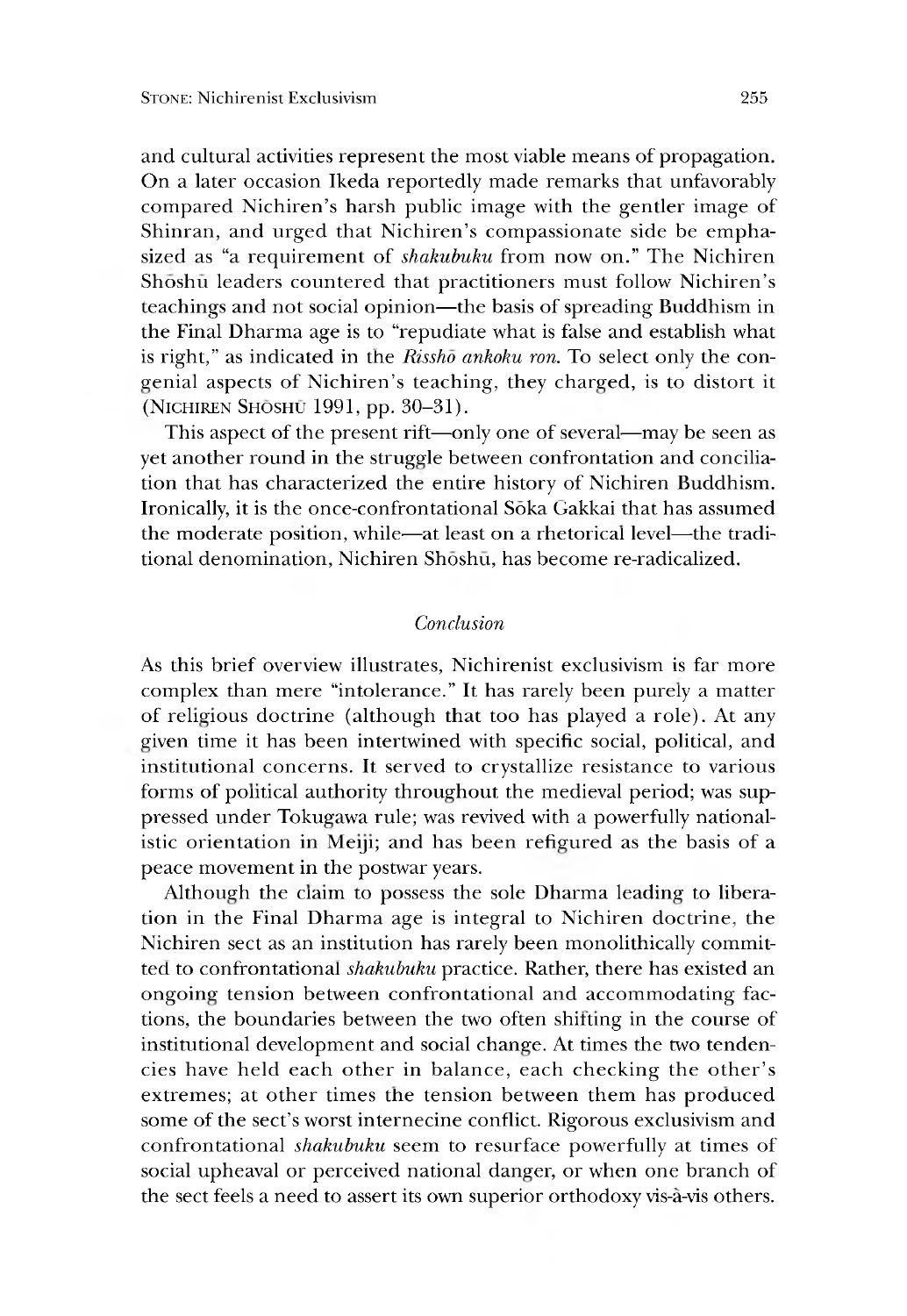and cultural activities represent the most viable means of propagation. On a later occasion Ikeda reportedly made remarks that unfavorably compared Nichiren's harsh public image with the gentler image of Shinran, and urged that Nichiren's compassionate side be emphasized as "a requirement of *shakubuku* from now on." The Nichiren Shōshū leaders countered that practitioners must follow Nichiren's teachings and not social opinion—the basis of spreading Buddhism in the Final Dharma age is to "repudiate what is false and establish what is right," as indicated in the *Risshō ankoku ron*. To select only the congenial aspects of Nichiren's teaching, they charged, is to distort it (Nichiren Shōshū 1991, pp. 30–31).

This aspect of the present rift—only one of several—may be seen as yet another round in the struggle between confrontation and conciliation that has characterized the entire history of Nichiren Buddhism. Ironically, it is the once-confrontational Sōka Gakkai that has assumed the moderate position, while—at least on a rhetorical level—the traditional denomination, Nichiren Shōshū, has become re-radicalized.

## *Conclusion*

As this brief overview illustrates, Nichirenist exclusivism is far more complex than mere "intolerance." It has rarely been purely a matter of religious doctrine (although that too has played a role). At any given time it has been intertwined with specific social, political, and institutional concerns. It served to crystallize resistance to various forms of political authority throughout the medieval period; was suppressed under Tokugawa rule; was revived with a powerfully nationalistic orientation in Meiji; and has been refigured as the basis of a peace movement in the postwar years.

Although the claim to possess the sole Dharma leading to liberation in the Final Dharma age is integral to Nichiren doctrine, the Nichiren sect as an institution has rarely been monolithically committed to confrontational *shakubuku* practice. Rather, there has existed an ongoing tension between confrontational and accommodating factions, the boundaries between the two often shifting in the course of institutional development and social change. At times the two tendencies have held each other in balance, each checking the other's extremes; at other times the tension between them has produced some of the sect's worst internecine conflict. Rigorous exclusivism and confrontational *shakubuku* seem to resurface powerfully at times of social upheaval or perceived national danger, or when one branch of the sect feels a need to assert its own superior orthodoxy vis-à-vis others.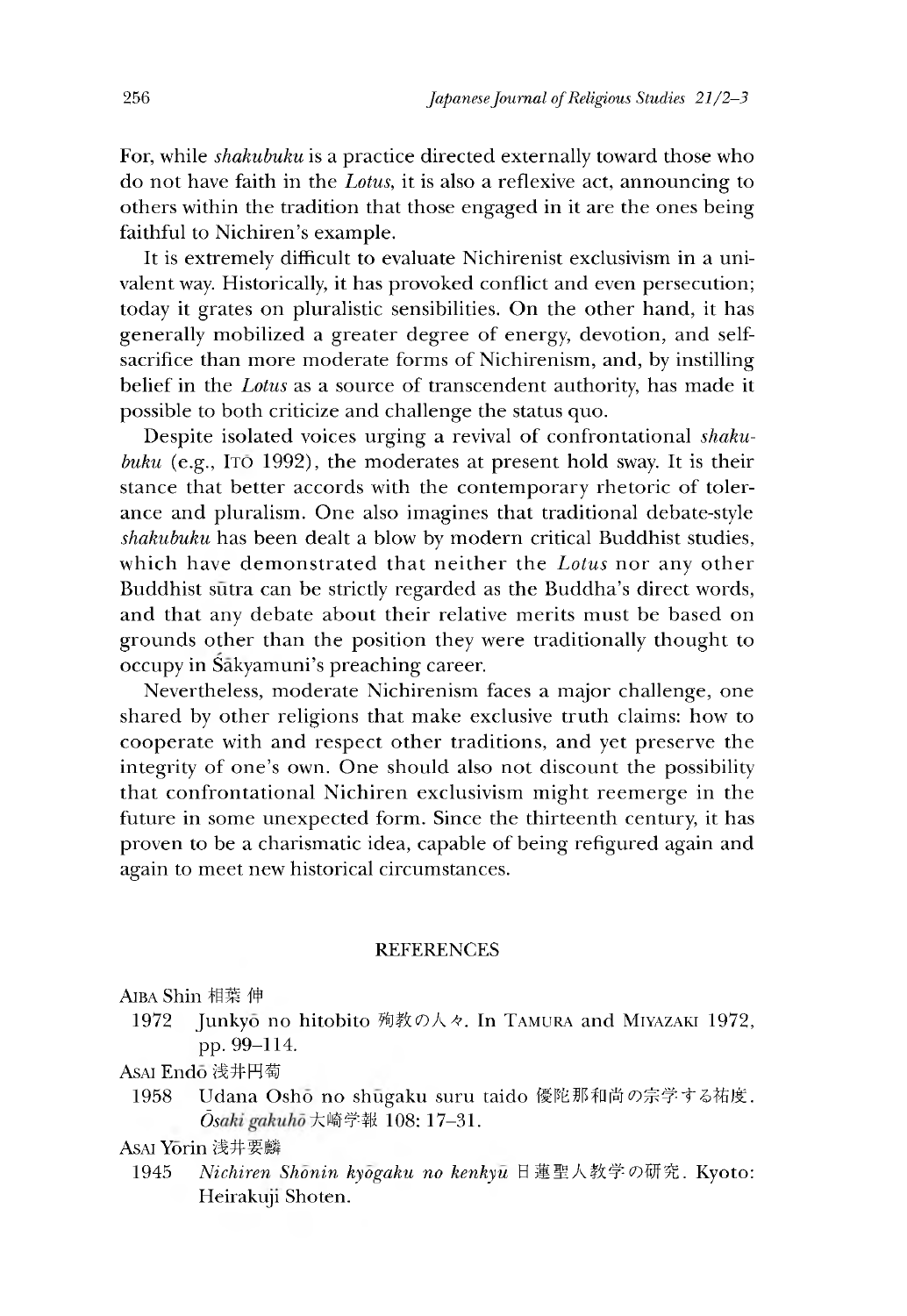For, while *shakubuku* is a practice directed externally toward those who do not have faith in the *Lotus*, it is also a reflexive act, announcing to others within the tradition that those engaged in it are the ones being faithful to Nichiren's example.

It is extremely difficult to evaluate Nichirenist exclusivism in a univalent way. Historically, it has provoked conflict and even persecution; today it grates on pluralistic sensibilities. On the other hand, it has generally mobilized a greater degree of energy, devotion, and self-sacrifice than more moderate forms of Nichirenism, and, by instilling belief in the *Lotus* as a source of transcendent authority, has made it possible to both criticize and challenge the status quo.

Despite isolated voices urging a revival of confrontational *shakubuku* (e.g., ITŌ 1992), the moderates at present hold sway. It is their stance that better accords with the contemporary rhetoric of tolerance and pluralism. One also imagines that traditional debate-style *shakubuku* has been dealt a blow by modern critical Buddhist studies, which have demonstrated that neither the *Lotus* nor any other Buddhist sūtra can be strictly regarded as the Buddha's direct words, and that any debate about their relative merits must be based on grounds other than the position they were traditionally thought to occupy in Śākyamuni's preaching career.

Nevertheless, moderate Nichirenism faces a major challenge, one shared by other religions that make exclusive truth claims: how to cooperate with and respect other traditions, and yet preserve the integrity of one's own. One should also not discount the possibility that confrontational Nichiren exclusivism might reemerge in the future in some unexpected form. Since the thirteenth century, it has proven to be a charismatic idea, capable of being refigured again and again to meet new historical circumstances.

## REFERENCES

AIBA Shin 相葉 伸

1972 Junkyō no hitobito 殉教の人々. In TAMURA and MIYAZAKI 1972, pp. 99–114.

ASAI Endō 浅井円菊

1958 Udana Oshō no shūgaku suru taido 優陀那和尚の宗学する祐度. *Ōsaki gakuhō* 大崎学報 108: 17–31.

ASAI Yōrin 浅井要麟

1945 *Nichiren Shōnin kyōgaku no kenkyū* 日蓮聖人教学の研究. Kyoto: Heirakuji Shoten.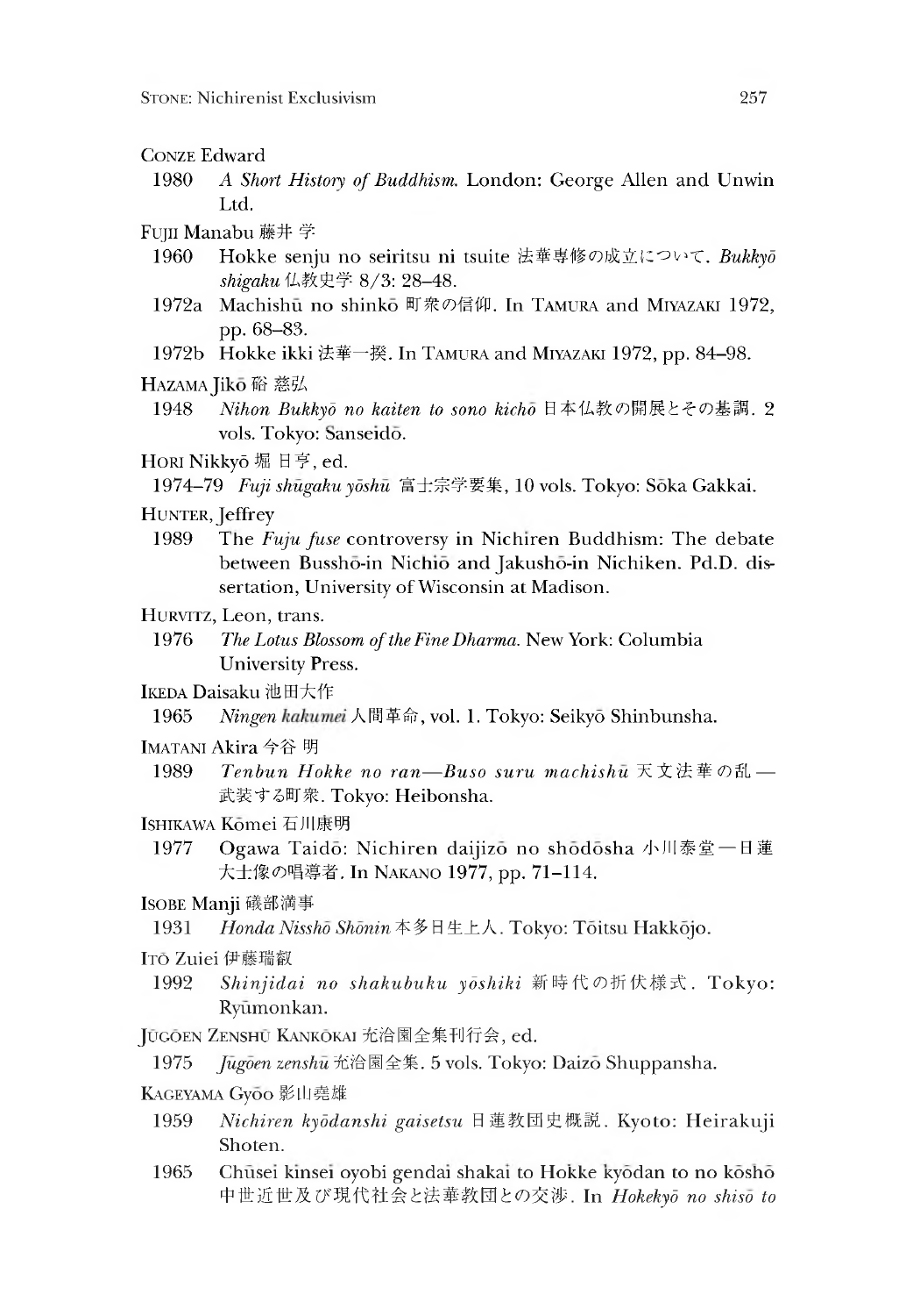CONZE Edward

1980 *A Short History of Buddhism.* London: George Allen and Unwin Ltd.

FUJII Manabu 藤井 学

1960 Hokke senju no seiritsu ni tsuite 法華専修の成立について. *Bukkyō shigaku* 仏教史学 8/3: 28–48.

1972a Machishū no shinkō 町衆の信仰. In TAMURA and MIYAZAKI 1972, pp. 68–83.

1972b Hokke ikki 法華一揆. In TAMURA and MIYAZAKI 1972, pp. 84–98.

HAZAMA Jikō 硲 慈弘

1948 *Nihon Bukkyō no kaiten to sono kichō* 日本仏教の開展とその基調. 2 vols. Tokyo: Sanseidō.

HORI Nikkyō 堀 日亨, ed.

1974–79 *Fuji shūgaku yōshū* 富士宗学要集, 10 vols. Tokyo: Sōka Gakkai.

HUNTER, Jeffrey

1989 The *Fuju fuse* controversy in Nichiren Buddhism: The debate between Busshō-in Nichiō and Jakushō-in Nichiken. Pd.D. dissertation, University of Wisconsin at Madison.

HURVITZ, Leon, trans.

1976 *The Lotus Blossom of the Fine Dharma.* New York: Columbia University Press.

IKEDA Daisaku 池田大作

1965 *Ningen kakumei* 人間革命, vol. 1. Tokyo: Seikyō Shinbunsha.

IMATANI Akira 今谷 明

1989 *Tenbun Hokke no ran—Buso suru machishū* 天文法華の乱—武装する町衆. Tokyo: Heibonsha.

ISHIKAWA Kōmei 石川康明

1977 Ogawa Taidō: Nichiren daijizō no shōdōsha 小川泰堂—日蓮大士像の唱導者. In NAKANO 1977, pp. 71–114.

ISOBE Manji 礒部満事

1931 *Honda Nisshō Shōnin* 本多日生上人. Tokyo: Tōitsu Hakkōjo.

ITŌ Zuiei 伊藤瑞叡

1992 *Shinjidai no shakubuku yōshiki* 新時代の折伏様式. Tokyo: Ryūmonkan.

JŪGŌEN ZENSHŪ KANKŌKAI 充洽園全集刊行会, ed.

1975 *Jūgōen zenshū* 充洽園全集. 5 vols. Tokyo: Daizō Shuppansha.

KAGEYAMA Gyōo 影山堯雄

1959 *Nichiren kyōdanshi gaisetsu* 日蓮教団史概説. Kyoto: Heirakuji Shoten.

1965 Chūsei kinsei oyobi gendai shakai to Hokke kyōdan to no kōshō 中世近世及び現代社会と法華教団との交渉. In *Hokekyō no shisō to*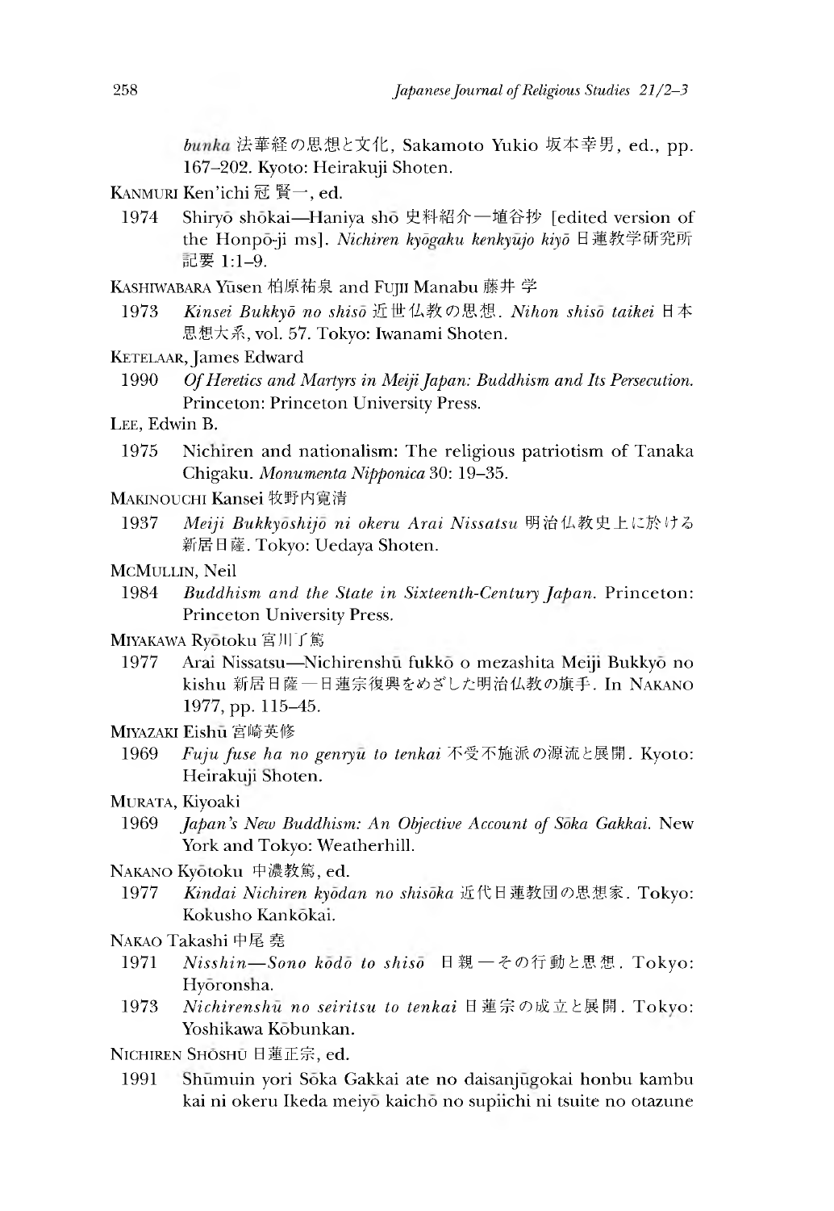*bunka* 法華経の思想と文化, Sakamoto Yukio 坂本幸男, ed., pp. 167–202. Kyoto: Heirakuji Shoten.

KANMURI Ken'ichi 冠 賢一, ed.

1974 Shiryō shōkai—Haniya shō 史料紹介—埴谷抄 [edited version of the Honpō-ji ms]. *Nichiren kyōgaku kenkyūjo kiyō* 日蓮教学研究所記要 1:1–9.

KASHIWABARA Yūsen 柏原祐泉 and FUJII Manabu 藤井 学

1973 *Kinsei Bukkyō no shisō* 近世仏教の思想. *Nihon shisō taikei* 日本思想大系, vol. 57. Tokyo: Iwanami Shoten.

KETELAAR, James Edward

1990 *Of Heretics and Martyrs in Meiji Japan: Buddhism and Its Persecution.* Princeton: Princeton University Press.

LEE, Edwin B.

1975 Nichiren and nationalism: The religious patriotism of Tanaka Chigaku. *Monumenta Nipponica* 30: 19–35.

MAKINOUCHI Kansei 牧野内寛清

1937 *Meiji Bukkyōshijō ni okeru Arai Nissatsu* 明治仏教史上に於ける新居日薩. Tokyo: Uedaya Shoten.

MCMULLIN, Neil

1984 *Buddhism and the State in Sixteenth-Century Japan.* Princeton: Princeton University Press.

MIYAKAWA Ryōtoku 宮川了篤

1977 Arai Nissatsu—Nichirenshū fukkō o mezashita Meiji Bukkyō no kishu 新居日薩—日蓮宗復興をめざした明治仏教の旗手. In NAKANO 1977, pp. 115–45.

MIYAZAKI Eishū 宮崎英修

1969 *Fuju fuse ha no genryū to tenkai* 不受不施派の源流と展開. Kyoto: Heirakuji Shoten.

MURATA, Kiyoaki

1969 *Japan's New Buddhism: An Objective Account of Sōka Gakkai.* New York and Tokyo: Weatherhill.

NAKANO Kyōtoku 中濃教篤, ed.

1977 *Kindai Nichiren kyōdan no shisōka* 近代日蓮教団の思想家. Tokyo: Kokusho Kankōkai.

NAKAO Takashi 中尾 堯

1971 *Nisshin—Sono kōdō to shisō* 日親—その行動と思想. Tokyo: Hyōronsha.

1973 *Nichirenshū no seiritsu to tenkai* 日蓮宗の成立と展開. Tokyo: Yoshikawa Kōbunkan.

NICHIREN SHŌSHŪ 日蓮正宗, ed.

1991 Shūmuin yori Sōka Gakkai ate no daisanjūgokai honbu kambu kai ni okeru Ikeda meiyō kaichō no supiichi ni tsuite no otazune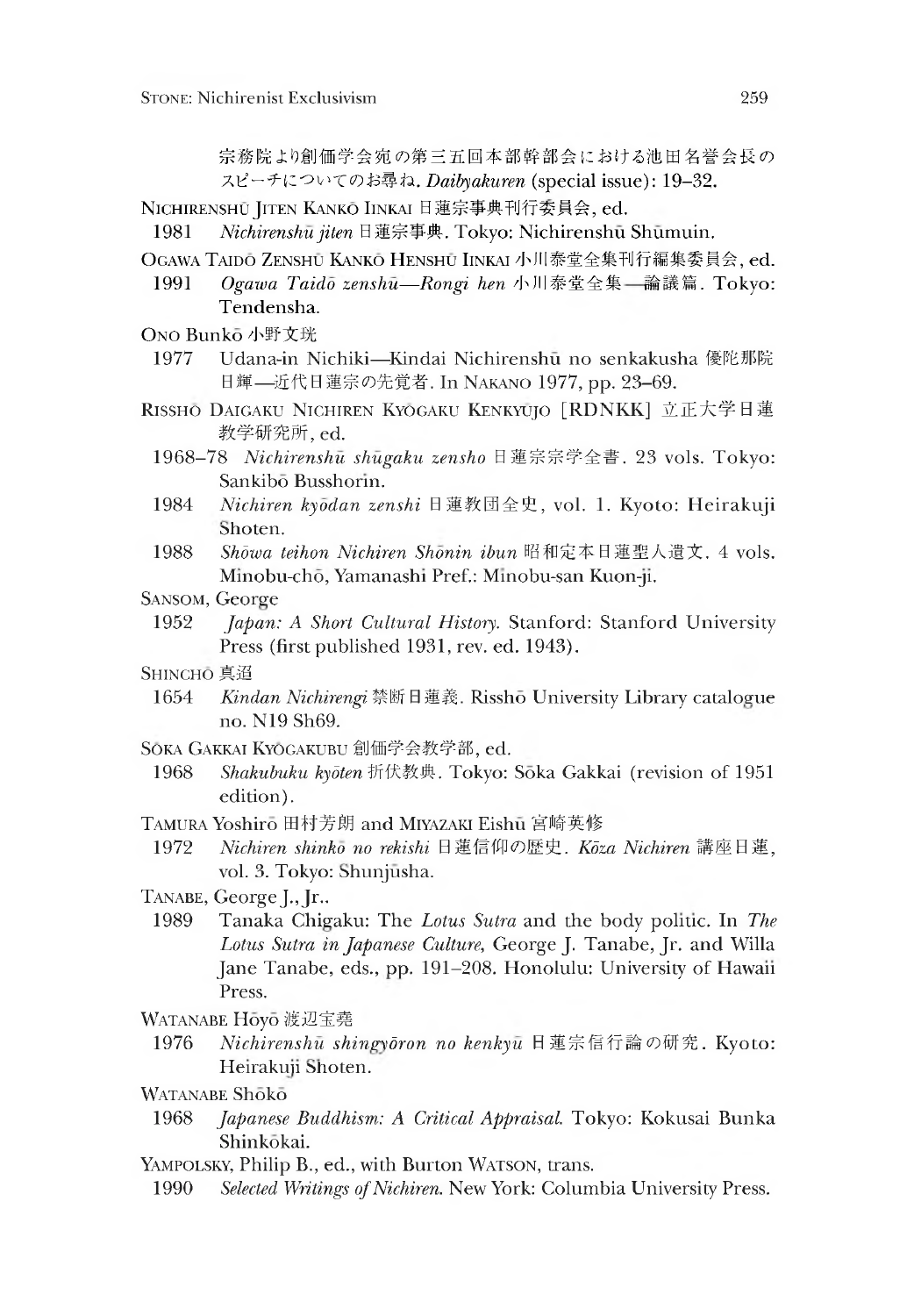宗務院より創価学会宛の第三五回本部幹部会における池田名誉会長のスピーチについてのお尋ね. *Daibyakuren* (special issue): 19–32.

NICHIRENSHŪ JITEN KANKŌ INKAI 日蓮宗事典刊行委員会, ed.

1981 *Nichirenshū jiten* 日蓮宗事典. Tokyo: Nichirenshū Shūmuin.

OGAWA TAIDŌ ZENSHŪ KANKŌ HENSHŪ INKAI 小川泰堂全集刊行編集委員会, ed.

1991 *Ogawa Taidō zenshū—Rongi hen* 小川泰堂全集—論議篇. Tokyo: Tendensha.

ONO Bunkō 小野文珖

1977 Udana-in Nichiki—Kindai Nichirenshū no senkakusha 優陀那院日輝—近代日蓮宗の先覚者. In NAKANO 1977, pp. 23–69.

RISSHŌ DAIGAKU NICHIREN KYŌGAKU KENKYŪJO [RDNKK] 立正大学日蓮教学研究所, ed.

1968–78 *Nichirenshū shūgaku zensho* 日蓮宗宗学全書. 23 vols. Tokyo: Sankibō Busshorin.

1984 *Nichiren kyōdan zenshi* 日蓮教団全史, vol. 1. Kyoto: Heirakuji Shoten.

1988 *Shōwa teihon Nichiren Shōnin ibun* 昭和定本日蓮聖人遺文. 4 vols. Minobu-chō, Yamanashi Pref.: Minobu-san Kuon-ji.

SANSOM, George

1952 *Japan: A Short Cultural History.* Stanford: Stanford University Press (first published 1931, rev. ed. 1943).

SHINCHŌ 真迢

1654 *Kindan Nichirengi* 禁断日蓮義. Risshō University Library catalogue no. N19 Sh69.

SŌKA GAKKAI KYŌGAKUBU 創価学会教学部, ed.

1968 *Shakubuku kyōten* 折伏教典. Tokyo: Sōka Gakkai (revision of 1951 edition).

TAMURA Yoshirō 田村芳朗 and MIYAZAKI Eishū 宮崎英修

1972 *Nichiren shinkō no rekishi* 日蓮信仰の歴史. *Kōza Nichiren* 講座日蓮, vol. 3. Tokyo: Shunjūsha.

TANABE, George J., Jr..

1989 Tanaka Chigaku: The *Lotus Sutra* and the body politic. In *The Lotus Sutra in Japanese Culture,* George J. Tanabe, Jr. and Willa Jane Tanabe, eds., pp. 191–208. Honolulu: University of Hawaii Press.

WATANABE Hōyō 渡辺宝陽

1976 *Nichirenshū shingyōron no kenkyū* 日蓮宗信行論の研究. Kyoto: Heirakuji Shoten.

WATANABE Shōkō

1968 *Japanese Buddhism: A Critical Appraisal.* Tokyo: Kokusai Bunka Shinkōkai.

YAMPOLSKY, Philip B., ed., with Burton WATSON, trans.

1990 *Selected Writings of Nichiren.* New York: Columbia University Press.